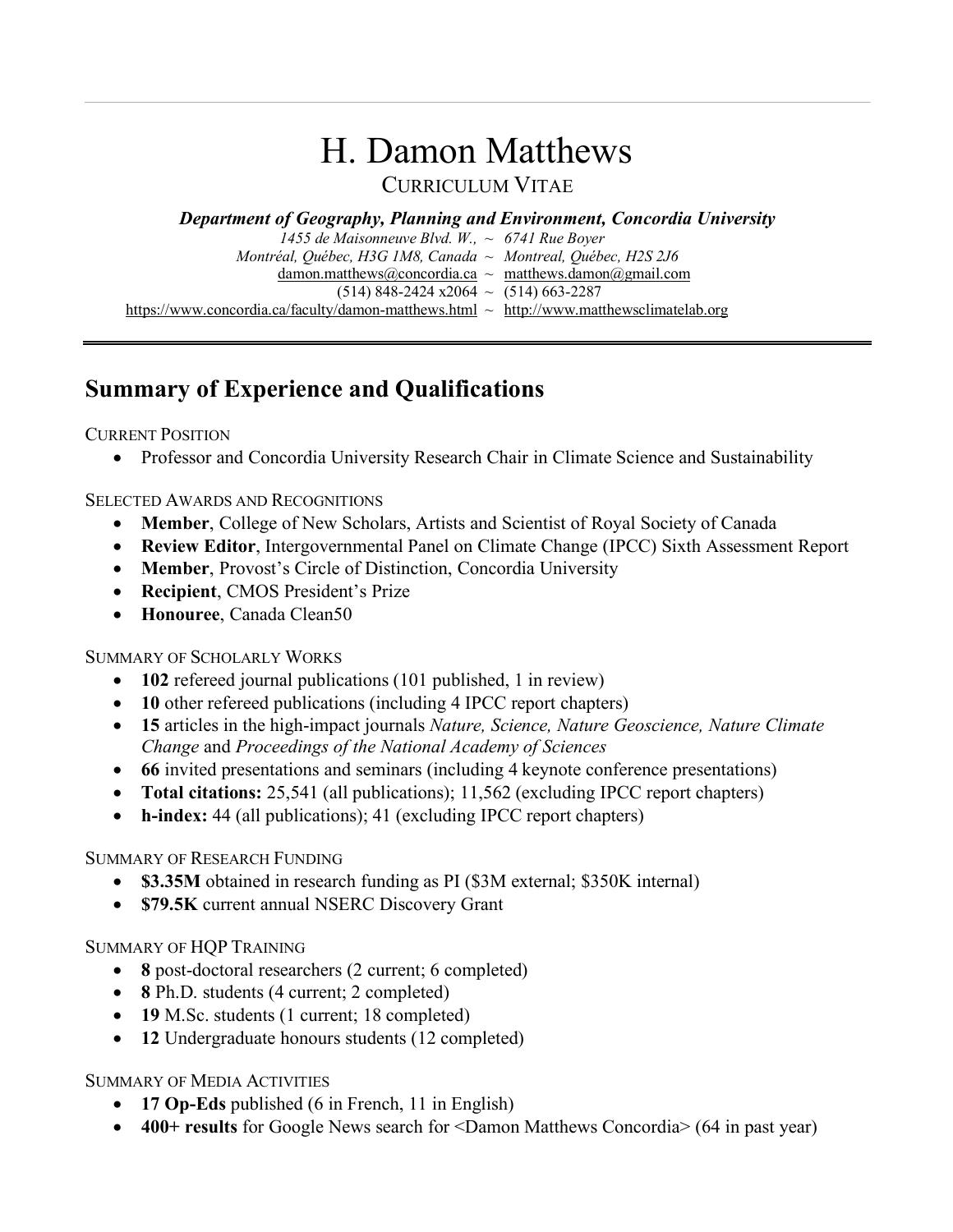# H. Damon Matthews

CURRICULUM VITAE

***Department of Geography, Planning and Environment, Concordia University***

*1455 de Maisonneuve Blvd. W.,* ~ *6741 Rue Boyer*
*Montréal, Québec, H3G 1M8, Canada* ~ *Montreal, Québec, H2S 2J6*
damon.matthews@concordia.ca ~ matthews.damon@gmail.com
(514) 848-2424 x2064 ~ (514) 663-2287
https://www.concordia.ca/faculty/damon-matthews.html ~ http://www.matthewsclimatelab.org

## Summary of Experience and Qualifications

CURRENT POSITION

- Professor and Concordia University Research Chair in Climate Science and Sustainability

SELECTED AWARDS AND RECOGNITIONS

- **Member**, College of New Scholars, Artists and Scientist of Royal Society of Canada
- **Review Editor**, Intergovernmental Panel on Climate Change (IPCC) Sixth Assessment Report
- **Member**, Provost's Circle of Distinction, Concordia University
- **Recipient**, CMOS President's Prize
- **Honouree**, Canada Clean50

SUMMARY OF SCHOLARLY WORKS

- **102** refereed journal publications (101 published, 1 in review)
- **10** other refereed publications (including 4 IPCC report chapters)
- **15** articles in the high-impact journals *Nature, Science, Nature Geoscience, Nature Climate Change* and *Proceedings of the National Academy of Sciences*
- **66** invited presentations and seminars (including 4 keynote conference presentations)
- **Total citations:** 25,541 (all publications); 11,562 (excluding IPCC report chapters)
- **h-index:** 44 (all publications); 41 (excluding IPCC report chapters)

SUMMARY OF RESEARCH FUNDING

- **$3.35M** obtained in research funding as PI ($3M external; $350K internal)
- **$79.5K** current annual NSERC Discovery Grant

SUMMARY OF HQP TRAINING

- **8** post-doctoral researchers (2 current; 6 completed)
- **8** Ph.D. students (4 current; 2 completed)
- **19** M.Sc. students (1 current; 18 completed)
- **12** Undergraduate honours students (12 completed)

SUMMARY OF MEDIA ACTIVITIES

- **17 Op-Eds** published (6 in French, 11 in English)
- **400+ results** for Google News search for <Damon Matthews Concordia> (64 in past year)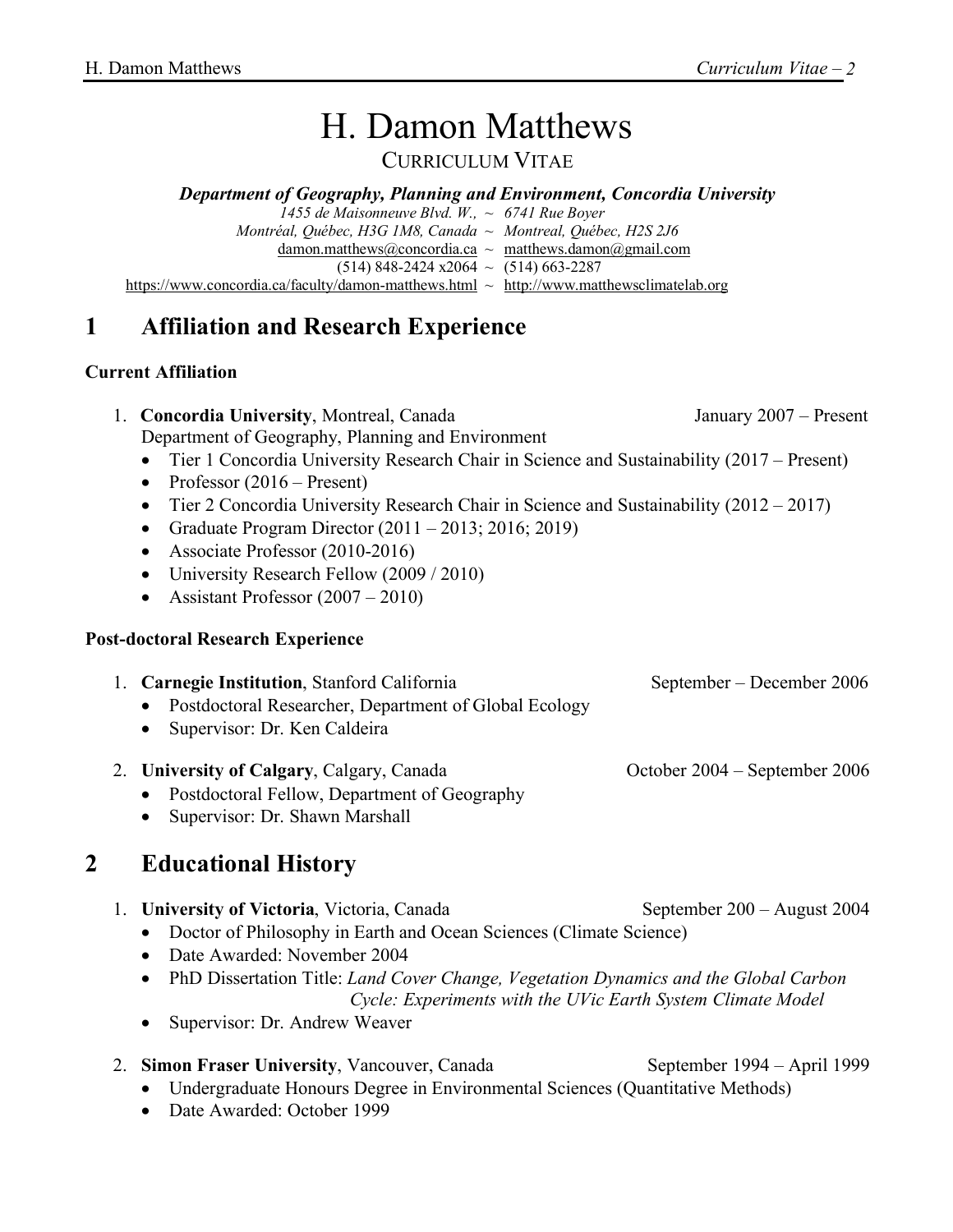# H. Damon Matthews

CURRICULUM VITAE

***Department of Geography, Planning and Environment, Concordia University***

*1455 de Maisonneuve Blvd. W., ~ 6741 Rue Boyer*
*Montréal, Québec, H3G 1M8, Canada ~ Montreal, Québec, H2S 2J6*
damon.matthews@concordia.ca ~ matthews.damon@gmail.com
(514) 848-2424 x2064 ~ (514) 663-2287
https://www.concordia.ca/faculty/damon-matthews.html ~ http://www.matthewsclimatelab.org

## 1 Affiliation and Research Experience

**Current Affiliation**

1. **Concordia University**, Montreal, Canada — January 2007 – Present
   Department of Geography, Planning and Environment
   - Tier 1 Concordia University Research Chair in Science and Sustainability (2017 – Present)
   - Professor (2016 – Present)
   - Tier 2 Concordia University Research Chair in Science and Sustainability (2012 – 2017)
   - Graduate Program Director (2011 – 2013; 2016; 2019)
   - Associate Professor (2010-2016)
   - University Research Fellow (2009 / 2010)
   - Assistant Professor (2007 – 2010)

**Post-doctoral Research Experience**

1. **Carnegie Institution**, Stanford California — September – December 2006
   - Postdoctoral Researcher, Department of Global Ecology
   - Supervisor: Dr. Ken Caldeira

2. **University of Calgary**, Calgary, Canada — October 2004 – September 2006
   - Postdoctoral Fellow, Department of Geography
   - Supervisor: Dr. Shawn Marshall

## 2 Educational History

1. **University of Victoria**, Victoria, Canada — September 200 – August 2004
   - Doctor of Philosophy in Earth and Ocean Sciences (Climate Science)
   - Date Awarded: November 2004
   - PhD Dissertation Title: *Land Cover Change, Vegetation Dynamics and the Global Carbon Cycle: Experiments with the UVic Earth System Climate Model*
   - Supervisor: Dr. Andrew Weaver

2. **Simon Fraser University**, Vancouver, Canada — September 1994 – April 1999
   - Undergraduate Honours Degree in Environmental Sciences (Quantitative Methods)
   - Date Awarded: October 1999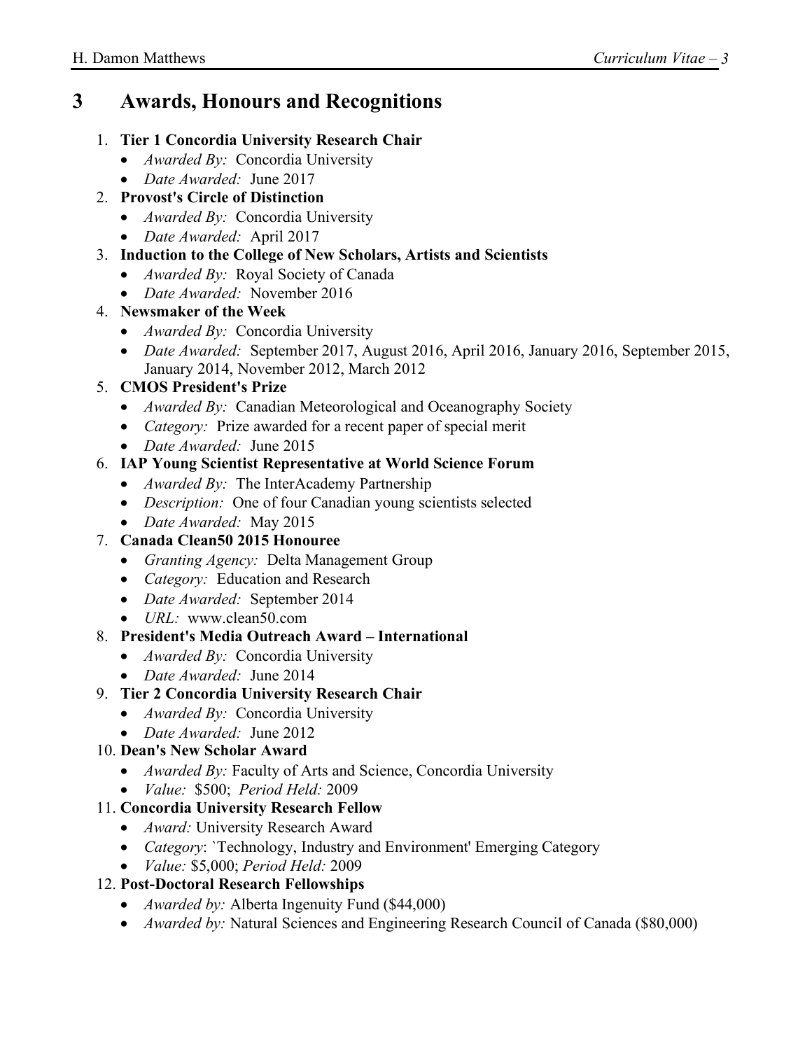# 3 Awards, Honours and Recognitions

1. **Tier 1 Concordia University Research Chair**
   - *Awarded By:* Concordia University
   - *Date Awarded:* June 2017
2. **Provost's Circle of Distinction**
   - *Awarded By:* Concordia University
   - *Date Awarded:* April 2017
3. **Induction to the College of New Scholars, Artists and Scientists**
   - *Awarded By:* Royal Society of Canada
   - *Date Awarded:* November 2016
4. **Newsmaker of the Week**
   - *Awarded By:* Concordia University
   - *Date Awarded:* September 2017, August 2016, April 2016, January 2016, September 2015, January 2014, November 2012, March 2012
5. **CMOS President's Prize**
   - *Awarded By:* Canadian Meteorological and Oceanography Society
   - *Category:* Prize awarded for a recent paper of special merit
   - *Date Awarded:* June 2015
6. **IAP Young Scientist Representative at World Science Forum**
   - *Awarded By:* The InterAcademy Partnership
   - *Description:* One of four Canadian young scientists selected
   - *Date Awarded:* May 2015
7. **Canada Clean50 2015 Honouree**
   - *Granting Agency:* Delta Management Group
   - *Category:* Education and Research
   - *Date Awarded:* September 2014
   - *URL:* www.clean50.com
8. **President's Media Outreach Award – International**
   - *Awarded By:* Concordia University
   - *Date Awarded:* June 2014
9. **Tier 2 Concordia University Research Chair**
   - *Awarded By:* Concordia University
   - *Date Awarded:* June 2012
10. **Dean's New Scholar Award**
    - *Awarded By:* Faculty of Arts and Science, Concordia University
    - *Value:* $500; *Period Held:* 2009
11. **Concordia University Research Fellow**
    - *Award:* University Research Award
    - *Category*: `Technology, Industry and Environment' Emerging Category
    - *Value:* $5,000; *Period Held:* 2009
12. **Post-Doctoral Research Fellowships**
    - *Awarded by:* Alberta Ingenuity Fund ($44,000)
    - *Awarded by:* Natural Sciences and Engineering Research Council of Canada ($80,000)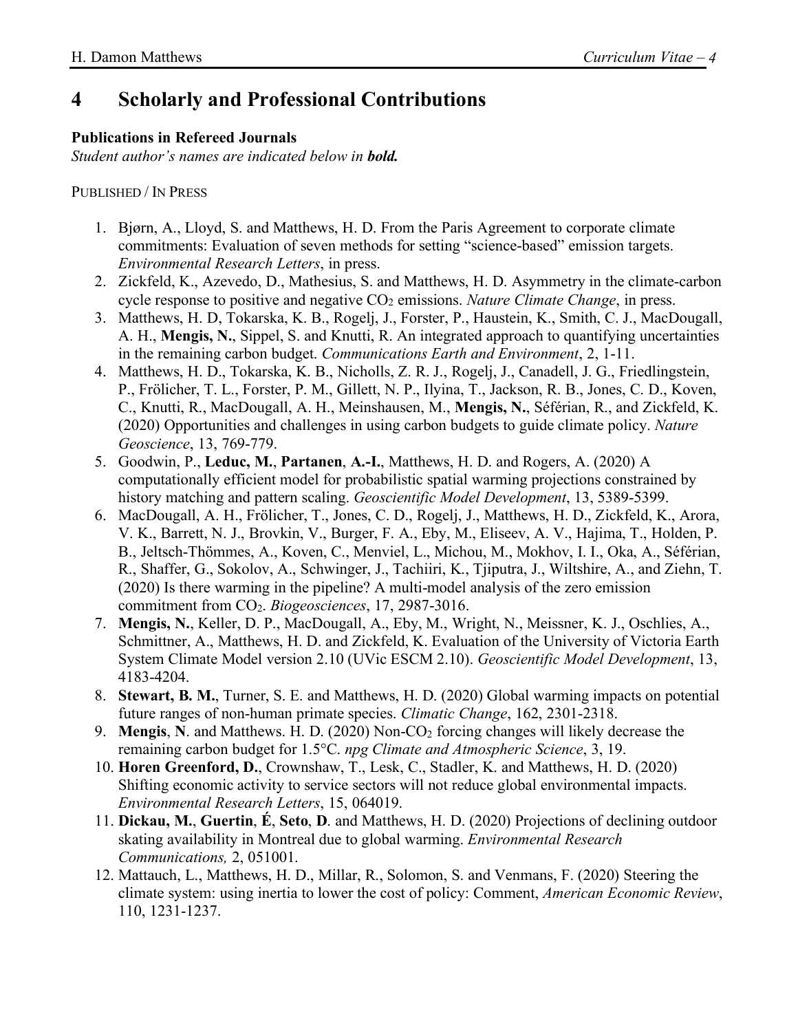# 4 Scholarly and Professional Contributions

**Publications in Refereed Journals**

*Student author's names are indicated below in **bold.***

PUBLISHED / IN PRESS

1. Bjørn, A., Lloyd, S. and Matthews, H. D. From the Paris Agreement to corporate climate commitments: Evaluation of seven methods for setting "science-based" emission targets. *Environmental Research Letters*, in press.
2. Zickfeld, K., Azevedo, D., Mathesius, S. and Matthews, H. D. Asymmetry in the climate-carbon cycle response to positive and negative $CO_2$ emissions. *Nature Climate Change*, in press.
3. Matthews, H. D, Tokarska, K. B., Rogelj, J., Forster, P., Haustein, K., Smith, C. J., MacDougall, A. H., **Mengis, N.**, Sippel, S. and Knutti, R. An integrated approach to quantifying uncertainties in the remaining carbon budget. *Communications Earth and Environment*, 2, 1-11.
4. Matthews, H. D., Tokarska, K. B., Nicholls, Z. R. J., Rogelj, J., Canadell, J. G., Friedlingstein, P., Frölicher, T. L., Forster, P. M., Gillett, N. P., Ilyina, T., Jackson, R. B., Jones, C. D., Koven, C., Knutti, R., MacDougall, A. H., Meinshausen, M., **Mengis, N.**, Séférian, R., and Zickfeld, K. (2020) Opportunities and challenges in using carbon budgets to guide climate policy. *Nature Geoscience*, 13, 769-779.
5. Goodwin, P., **Leduc, M.**, **Partanen**, **A.-I.**, Matthews, H. D. and Rogers, A. (2020) A computationally efficient model for probabilistic spatial warming projections constrained by history matching and pattern scaling. *Geoscientific Model Development*, 13, 5389-5399.
6. MacDougall, A. H., Frölicher, T., Jones, C. D., Rogelj, J., Matthews, H. D., Zickfeld, K., Arora, V. K., Barrett, N. J., Brovkin, V., Burger, F. A., Eby, M., Eliseev, A. V., Hajima, T., Holden, P. B., Jeltsch-Thömmes, A., Koven, C., Menviel, L., Michou, M., Mokhov, I. I., Oka, A., Séférian, R., Shaffer, G., Sokolov, A., Schwinger, J., Tachiiri, K., Tjiputra, J., Wiltshire, A., and Ziehn, T. (2020) Is there warming in the pipeline? A multi-model analysis of the zero emission commitment from $CO_2$. *Biogeosciences*, 17, 2987-3016.
7. **Mengis, N.**, Keller, D. P., MacDougall, A., Eby, M., Wright, N., Meissner, K. J., Oschlies, A., Schmittner, A., Matthews, H. D. and Zickfeld, K. Evaluation of the University of Victoria Earth System Climate Model version 2.10 (UVic ESCM 2.10). *Geoscientific Model Development*, 13, 4183-4204.
8. **Stewart, B. M.**, Turner, S. E. and Matthews, H. D. (2020) Global warming impacts on potential future ranges of non-human primate species. *Climatic Change*, 162, 2301-2318.
9. **Mengis**, **N**. and Matthews. H. D. (2020) Non-$CO_2$ forcing changes will likely decrease the remaining carbon budget for 1.5°C. *npg Climate and Atmospheric Science*, 3, 19.
10. **Horen Greenford, D.**, Crownshaw, T., Lesk, C., Stadler, K. and Matthews, H. D. (2020) Shifting economic activity to service sectors will not reduce global environmental impacts. *Environmental Research Letters*, 15, 064019.
11. **Dickau, M.**, **Guertin**, **É**, **Seto**, **D**. and Matthews, H. D. (2020) Projections of declining outdoor skating availability in Montreal due to global warming. *Environmental Research Communications,* 2, 051001.
12. Mattauch, L., Matthews, H. D., Millar, R., Solomon, S. and Venmans, F. (2020) Steering the climate system: using inertia to lower the cost of policy: Comment, *American Economic Review*, 110, 1231-1237.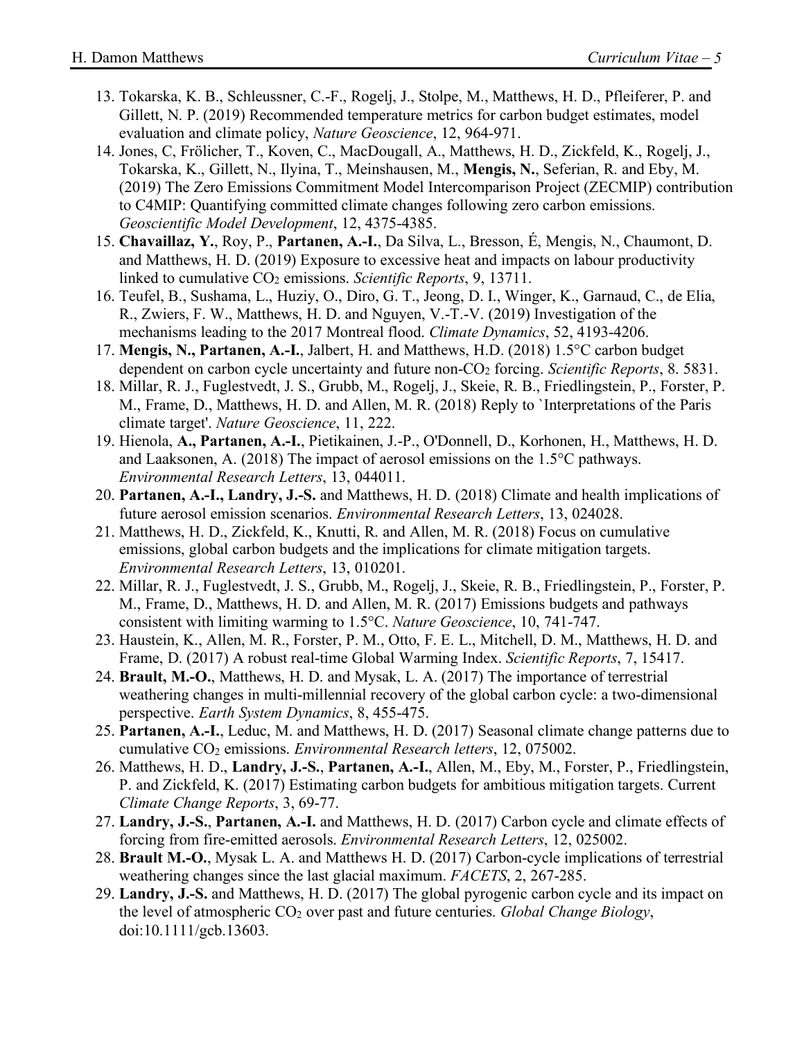13. Tokarska, K. B., Schleussner, C.-F., Rogelj, J., Stolpe, M., Matthews, H. D., Pfleiferer, P. and Gillett, N. P. (2019) Recommended temperature metrics for carbon budget estimates, model evaluation and climate policy, *Nature Geoscience*, 12, 964-971.
14. Jones, C, Frölicher, T., Koven, C., MacDougall, A., Matthews, H. D., Zickfeld, K., Rogelj, J., Tokarska, K., Gillett, N., Ilyina, T., Meinshausen, M., **Mengis, N.**, Seferian, R. and Eby, M. (2019) The Zero Emissions Commitment Model Intercomparison Project (ZECMIP) contribution to C4MIP: Quantifying committed climate changes following zero carbon emissions. *Geoscientific Model Development*, 12, 4375-4385.
15. **Chavaillaz, Y.**, Roy, P., **Partanen, A.-I.**, Da Silva, L., Bresson, É, Mengis, N., Chaumont, D. and Matthews, H. D. (2019) Exposure to excessive heat and impacts on labour productivity linked to cumulative $CO_2$ emissions. *Scientific Reports*, 9, 13711.
16. Teufel, B., Sushama, L., Huziy, O., Diro, G. T., Jeong, D. I., Winger, K., Garnaud, C., de Elia, R., Zwiers, F. W., Matthews, H. D. and Nguyen, V.-T.-V. (2019) Investigation of the mechanisms leading to the 2017 Montreal flood. *Climate Dynamics*, 52, 4193-4206.
17. **Mengis, N., Partanen, A.-I.**, Jalbert, H. and Matthews, H.D. (2018) 1.5°C carbon budget dependent on carbon cycle uncertainty and future non-$CO_2$ forcing. *Scientific Reports*, 8. 5831.
18. Millar, R. J., Fuglestvedt, J. S., Grubb, M., Rogelj, J., Skeie, R. B., Friedlingstein, P., Forster, P. M., Frame, D., Matthews, H. D. and Allen, M. R. (2018) Reply to `Interpretations of the Paris climate target'. *Nature Geoscience*, 11, 222.
19. Hienola, **A., Partanen, A.-I.**, Pietikainen, J.-P., O'Donnell, D., Korhonen, H., Matthews, H. D. and Laaksonen, A. (2018) The impact of aerosol emissions on the 1.5°C pathways. *Environmental Research Letters*, 13, 044011.
20. **Partanen, A.-I., Landry, J.-S.** and Matthews, H. D. (2018) Climate and health implications of future aerosol emission scenarios. *Environmental Research Letters*, 13, 024028.
21. Matthews, H. D., Zickfeld, K., Knutti, R. and Allen, M. R. (2018) Focus on cumulative emissions, global carbon budgets and the implications for climate mitigation targets. *Environmental Research Letters*, 13, 010201.
22. Millar, R. J., Fuglestvedt, J. S., Grubb, M., Rogelj, J., Skeie, R. B., Friedlingstein, P., Forster, P. M., Frame, D., Matthews, H. D. and Allen, M. R. (2017) Emissions budgets and pathways consistent with limiting warming to 1.5°C. *Nature Geoscience*, 10, 741-747.
23. Haustein, K., Allen, M. R., Forster, P. M., Otto, F. E. L., Mitchell, D. M., Matthews, H. D. and Frame, D. (2017) A robust real-time Global Warming Index. *Scientific Reports*, 7, 15417.
24. **Brault, M.-O.**, Matthews, H. D. and Mysak, L. A. (2017) The importance of terrestrial weathering changes in multi-millennial recovery of the global carbon cycle: a two-dimensional perspective. *Earth System Dynamics*, 8, 455-475.
25. **Partanen, A.-I.**, Leduc, M. and Matthews, H. D. (2017) Seasonal climate change patterns due to cumulative $CO_2$ emissions. *Environmental Research letters*, 12, 075002.
26. Matthews, H. D., **Landry, J.-S.**, **Partanen, A.-I.**, Allen, M., Eby, M., Forster, P., Friedlingstein, P. and Zickfeld, K. (2017) Estimating carbon budgets for ambitious mitigation targets. Current *Climate Change Reports*, 3, 69-77.
27. **Landry, J.-S.**, **Partanen, A.-I.** and Matthews, H. D. (2017) Carbon cycle and climate effects of forcing from fire-emitted aerosols. *Environmental Research Letters*, 12, 025002.
28. **Brault M.-O.**, Mysak L. A. and Matthews H. D. (2017) Carbon-cycle implications of terrestrial weathering changes since the last glacial maximum. *FACETS*, 2, 267-285.
29. **Landry, J.-S.** and Matthews, H. D. (2017) The global pyrogenic carbon cycle and its impact on the level of atmospheric $CO_2$ over past and future centuries. *Global Change Biology*, doi:10.1111/gcb.13603.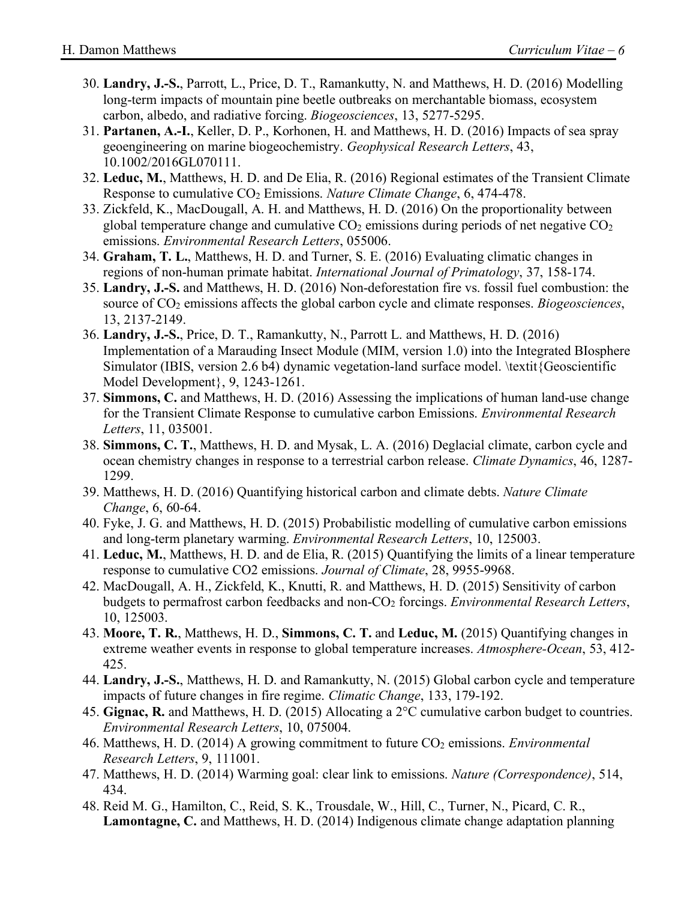30. **Landry, J.-S.**, Parrott, L., Price, D. T., Ramankutty, N. and Matthews, H. D. (2016) Modelling long-term impacts of mountain pine beetle outbreaks on merchantable biomass, ecosystem carbon, albedo, and radiative forcing. *Biogeosciences*, 13, 5277-5295.
31. **Partanen, A.-I.**, Keller, D. P., Korhonen, H. and Matthews, H. D. (2016) Impacts of sea spray geoengineering on marine biogeochemistry. *Geophysical Research Letters*, 43, 10.1002/2016GL070111.
32. **Leduc, M.**, Matthews, H. D. and De Elia, R. (2016) Regional estimates of the Transient Climate Response to cumulative $CO_2$ Emissions. *Nature Climate Change*, 6, 474-478.
33. Zickfeld, K., MacDougall, A. H. and Matthews, H. D. (2016) On the proportionality between global temperature change and cumulative $CO_2$ emissions during periods of net negative $CO_2$ emissions. *Environmental Research Letters*, 055006.
34. **Graham, T. L.**, Matthews, H. D. and Turner, S. E. (2016) Evaluating climatic changes in regions of non-human primate habitat. *International Journal of Primatology*, 37, 158-174.
35. **Landry, J.-S.** and Matthews, H. D. (2016) Non-deforestation fire vs. fossil fuel combustion: the source of $CO_2$ emissions affects the global carbon cycle and climate responses. *Biogeosciences*, 13, 2137-2149.
36. **Landry, J.-S.**, Price, D. T., Ramankutty, N., Parrott L. and Matthews, H. D. (2016) Implementation of a Marauding Insect Module (MIM, version 1.0) into the Integrated BIosphere Simulator (IBIS, version 2.6 b4) dynamic vegetation-land surface model. \textit{Geoscientific Model Development}, 9, 1243-1261.
37. **Simmons, C.** and Matthews, H. D. (2016) Assessing the implications of human land-use change for the Transient Climate Response to cumulative carbon Emissions. *Environmental Research Letters*, 11, 035001.
38. **Simmons, C. T.**, Matthews, H. D. and Mysak, L. A. (2016) Deglacial climate, carbon cycle and ocean chemistry changes in response to a terrestrial carbon release. *Climate Dynamics*, 46, 1287-1299.
39. Matthews, H. D. (2016) Quantifying historical carbon and climate debts. *Nature Climate Change*, 6, 60-64.
40. Fyke, J. G. and Matthews, H. D. (2015) Probabilistic modelling of cumulative carbon emissions and long-term planetary warming. *Environmental Research Letters*, 10, 125003.
41. **Leduc, M.**, Matthews, H. D. and de Elia, R. (2015) Quantifying the limits of a linear temperature response to cumulative CO2 emissions. *Journal of Climate*, 28, 9955-9968.
42. MacDougall, A. H., Zickfeld, K., Knutti, R. and Matthews, H. D. (2015) Sensitivity of carbon budgets to permafrost carbon feedbacks and non-$CO_2$ forcings. *Environmental Research Letters*, 10, 125003.
43. **Moore, T. R.**, Matthews, H. D., **Simmons, C. T.** and **Leduc, M.** (2015) Quantifying changes in extreme weather events in response to global temperature increases. *Atmosphere-Ocean*, 53, 412-425.
44. **Landry, J.-S.**, Matthews, H. D. and Ramankutty, N. (2015) Global carbon cycle and temperature impacts of future changes in fire regime. *Climatic Change*, 133, 179-192.
45. **Gignac, R.** and Matthews, H. D. (2015) Allocating a 2°C cumulative carbon budget to countries. *Environmental Research Letters*, 10, 075004.
46. Matthews, H. D. (2014) A growing commitment to future $CO_2$ emissions. *Environmental Research Letters*, 9, 111001.
47. Matthews, H. D. (2014) Warming goal: clear link to emissions. *Nature (Correspondence)*, 514, 434.
48. Reid M. G., Hamilton, C., Reid, S. K., Trousdale, W., Hill, C., Turner, N., Picard, C. R., **Lamontagne, C.** and Matthews, H. D. (2014) Indigenous climate change adaptation planning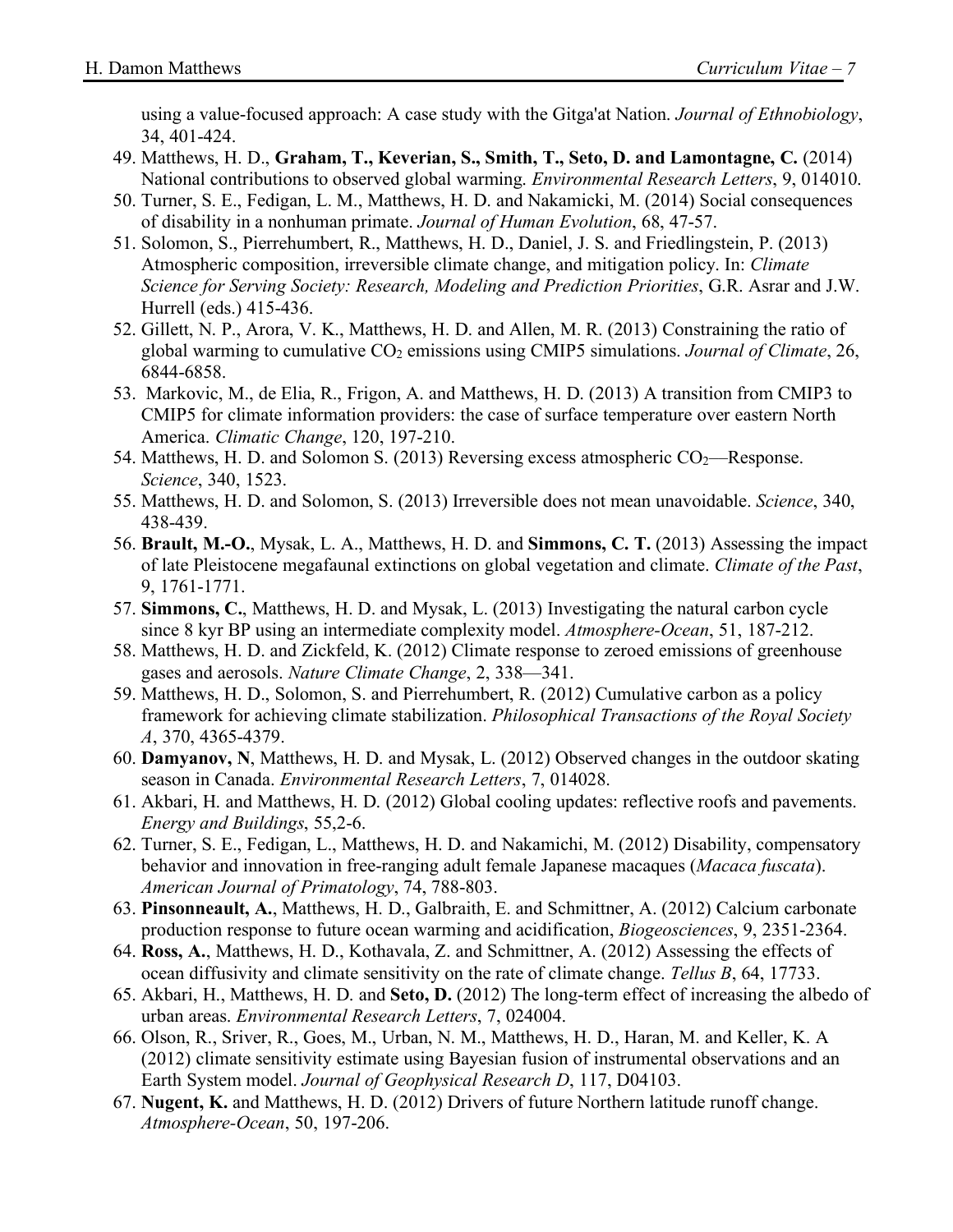using a value-focused approach: A case study with the Gitga'at Nation. *Journal of Ethnobiology*, 34, 401-424.

49. Matthews, H. D., **Graham, T., Keverian, S., Smith, T., Seto, D. and Lamontagne, C.** (2014) National contributions to observed global warming. *Environmental Research Letters*, 9, 014010.
50. Turner, S. E., Fedigan, L. M., Matthews, H. D. and Nakamicki, M. (2014) Social consequences of disability in a nonhuman primate. *Journal of Human Evolution*, 68, 47-57.
51. Solomon, S., Pierrehumbert, R., Matthews, H. D., Daniel, J. S. and Friedlingstein, P. (2013) Atmospheric composition, irreversible climate change, and mitigation policy. In: *Climate Science for Serving Society: Research, Modeling and Prediction Priorities*, G.R. Asrar and J.W. Hurrell (eds.) 415-436.
52. Gillett, N. P., Arora, V. K., Matthews, H. D. and Allen, M. R. (2013) Constraining the ratio of global warming to cumulative $CO_2$ emissions using CMIP5 simulations. *Journal of Climate*, 26, 6844-6858.
53. Markovic, M., de Elia, R., Frigon, A. and Matthews, H. D. (2013) A transition from CMIP3 to CMIP5 for climate information providers: the case of surface temperature over eastern North America. *Climatic Change*, 120, 197-210.
54. Matthews, H. D. and Solomon S. (2013) Reversing excess atmospheric $CO_2$—Response. *Science*, 340, 1523.
55. Matthews, H. D. and Solomon, S. (2013) Irreversible does not mean unavoidable. *Science*, 340, 438-439.
56. **Brault, M.-O.**, Mysak, L. A., Matthews, H. D. and **Simmons, C. T.** (2013) Assessing the impact of late Pleistocene megafaunal extinctions on global vegetation and climate. *Climate of the Past*, 9, 1761-1771.
57. **Simmons, C.**, Matthews, H. D. and Mysak, L. (2013) Investigating the natural carbon cycle since 8 kyr BP using an intermediate complexity model. *Atmosphere-Ocean*, 51, 187-212.
58. Matthews, H. D. and Zickfeld, K. (2012) Climate response to zeroed emissions of greenhouse gases and aerosols. *Nature Climate Change*, 2, 338—341.
59. Matthews, H. D., Solomon, S. and Pierrehumbert, R. (2012) Cumulative carbon as a policy framework for achieving climate stabilization. *Philosophical Transactions of the Royal Society A*, 370, 4365-4379.
60. **Damyanov, N**, Matthews, H. D. and Mysak, L. (2012) Observed changes in the outdoor skating season in Canada. *Environmental Research Letters*, 7, 014028.
61. Akbari, H. and Matthews, H. D. (2012) Global cooling updates: reflective roofs and pavements. *Energy and Buildings*, 55,2-6.
62. Turner, S. E., Fedigan, L., Matthews, H. D. and Nakamichi, M. (2012) Disability, compensatory behavior and innovation in free-ranging adult female Japanese macaques (*Macaca fuscata*). *American Journal of Primatology*, 74, 788-803.
63. **Pinsonneault, A.**, Matthews, H. D., Galbraith, E. and Schmittner, A. (2012) Calcium carbonate production response to future ocean warming and acidification, *Biogeosciences*, 9, 2351-2364.
64. **Ross, A.**, Matthews, H. D., Kothavala, Z. and Schmittner, A. (2012) Assessing the effects of ocean diffusivity and climate sensitivity on the rate of climate change. *Tellus B*, 64, 17733.
65. Akbari, H., Matthews, H. D. and **Seto, D.** (2012) The long-term effect of increasing the albedo of urban areas. *Environmental Research Letters*, 7, 024004.
66. Olson, R., Sriver, R., Goes, M., Urban, N. M., Matthews, H. D., Haran, M. and Keller, K. A (2012) climate sensitivity estimate using Bayesian fusion of instrumental observations and an Earth System model. *Journal of Geophysical Research D*, 117, D04103.
67. **Nugent, K.** and Matthews, H. D. (2012) Drivers of future Northern latitude runoff change. *Atmosphere-Ocean*, 50, 197-206.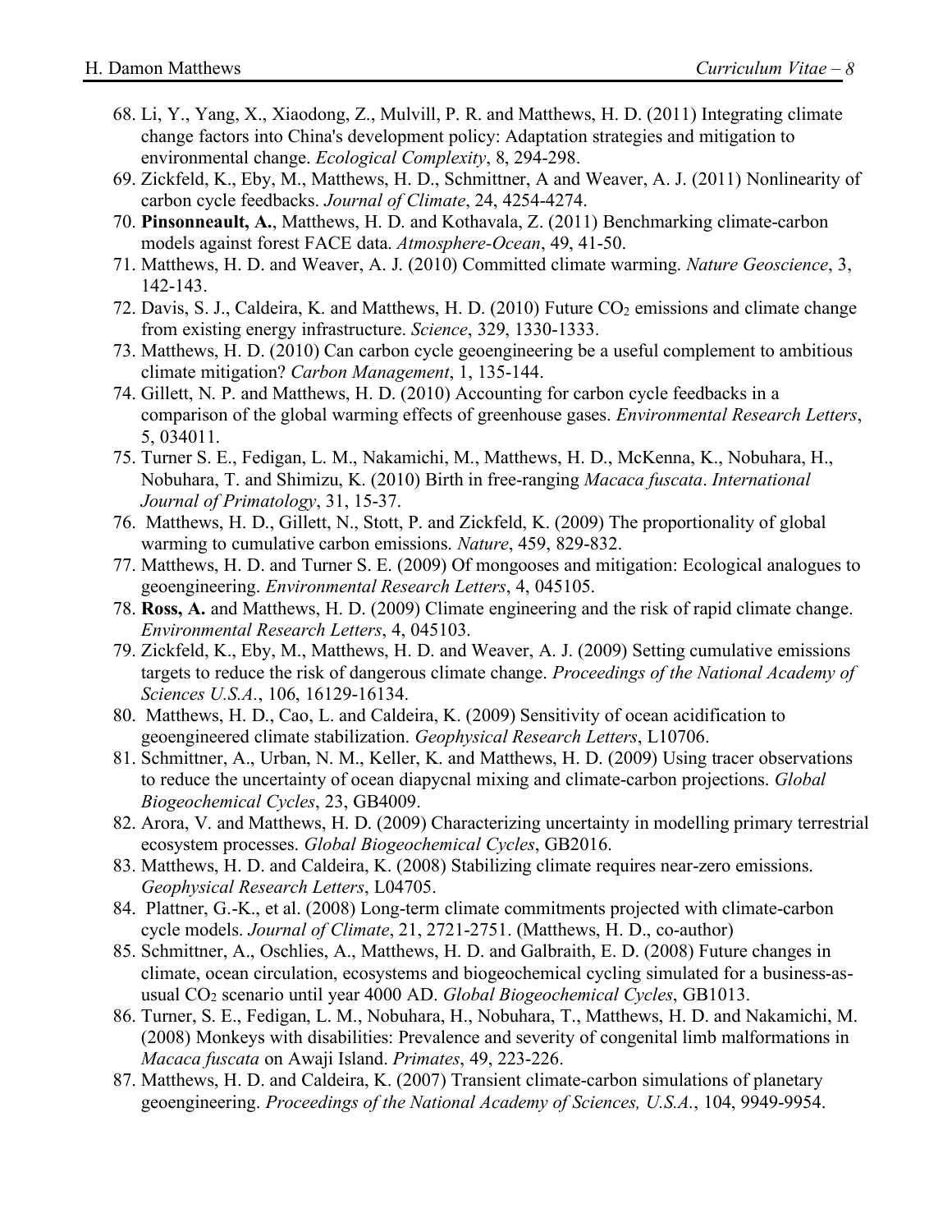68. Li, Y., Yang, X., Xiaodong, Z., Mulvill, P. R. and Matthews, H. D. (2011) Integrating climate change factors into China's development policy: Adaptation strategies and mitigation to environmental change. *Ecological Complexity*, 8, 294-298.
69. Zickfeld, K., Eby, M., Matthews, H. D., Schmittner, A and Weaver, A. J. (2011) Nonlinearity of carbon cycle feedbacks. *Journal of Climate*, 24, 4254-4274.
70. **Pinsonneault, A.**, Matthews, H. D. and Kothavala, Z. (2011) Benchmarking climate-carbon models against forest FACE data. *Atmosphere-Ocean*, 49, 41-50.
71. Matthews, H. D. and Weaver, A. J. (2010) Committed climate warming. *Nature Geoscience*, 3, 142-143.
72. Davis, S. J., Caldeira, K. and Matthews, H. D. (2010) Future $CO_2$ emissions and climate change from existing energy infrastructure. *Science*, 329, 1330-1333.
73. Matthews, H. D. (2010) Can carbon cycle geoengineering be a useful complement to ambitious climate mitigation? *Carbon Management*, 1, 135-144.
74. Gillett, N. P. and Matthews, H. D. (2010) Accounting for carbon cycle feedbacks in a comparison of the global warming effects of greenhouse gases. *Environmental Research Letters*, 5, 034011.
75. Turner S. E., Fedigan, L. M., Nakamichi, M., Matthews, H. D., McKenna, K., Nobuhara, H., Nobuhara, T. and Shimizu, K. (2010) Birth in free-ranging *Macaca fuscata*. *International Journal of Primatology*, 31, 15-37.
76. Matthews, H. D., Gillett, N., Stott, P. and Zickfeld, K. (2009) The proportionality of global warming to cumulative carbon emissions. *Nature*, 459, 829-832.
77. Matthews, H. D. and Turner S. E. (2009) Of mongooses and mitigation: Ecological analogues to geoengineering. *Environmental Research Letters*, 4, 045105.
78. **Ross, A.** and Matthews, H. D. (2009) Climate engineering and the risk of rapid climate change. *Environmental Research Letters*, 4, 045103.
79. Zickfeld, K., Eby, M., Matthews, H. D. and Weaver, A. J. (2009) Setting cumulative emissions targets to reduce the risk of dangerous climate change. *Proceedings of the National Academy of Sciences U.S.A.*, 106, 16129-16134.
80. Matthews, H. D., Cao, L. and Caldeira, K. (2009) Sensitivity of ocean acidification to geoengineered climate stabilization. *Geophysical Research Letters*, L10706.
81. Schmittner, A., Urban, N. M., Keller, K. and Matthews, H. D. (2009) Using tracer observations to reduce the uncertainty of ocean diapycnal mixing and climate-carbon projections. *Global Biogeochemical Cycles*, 23, GB4009.
82. Arora, V. and Matthews, H. D. (2009) Characterizing uncertainty in modelling primary terrestrial ecosystem processes. *Global Biogeochemical Cycles*, GB2016.
83. Matthews, H. D. and Caldeira, K. (2008) Stabilizing climate requires near-zero emissions. *Geophysical Research Letters*, L04705.
84. Plattner, G.-K., et al. (2008) Long-term climate commitments projected with climate-carbon cycle models. *Journal of Climate*, 21, 2721-2751. (Matthews, H. D., co-author)
85. Schmittner, A., Oschlies, A., Matthews, H. D. and Galbraith, E. D. (2008) Future changes in climate, ocean circulation, ecosystems and biogeochemical cycling simulated for a business-as-usual $CO_2$ scenario until year 4000 AD. *Global Biogeochemical Cycles*, GB1013.
86. Turner, S. E., Fedigan, L. M., Nobuhara, H., Nobuhara, T., Matthews, H. D. and Nakamichi, M. (2008) Monkeys with disabilities: Prevalence and severity of congenital limb malformations in *Macaca fuscata* on Awaji Island. *Primates*, 49, 223-226.
87. Matthews, H. D. and Caldeira, K. (2007) Transient climate-carbon simulations of planetary geoengineering. *Proceedings of the National Academy of Sciences, U.S.A.*, 104, 9949-9954.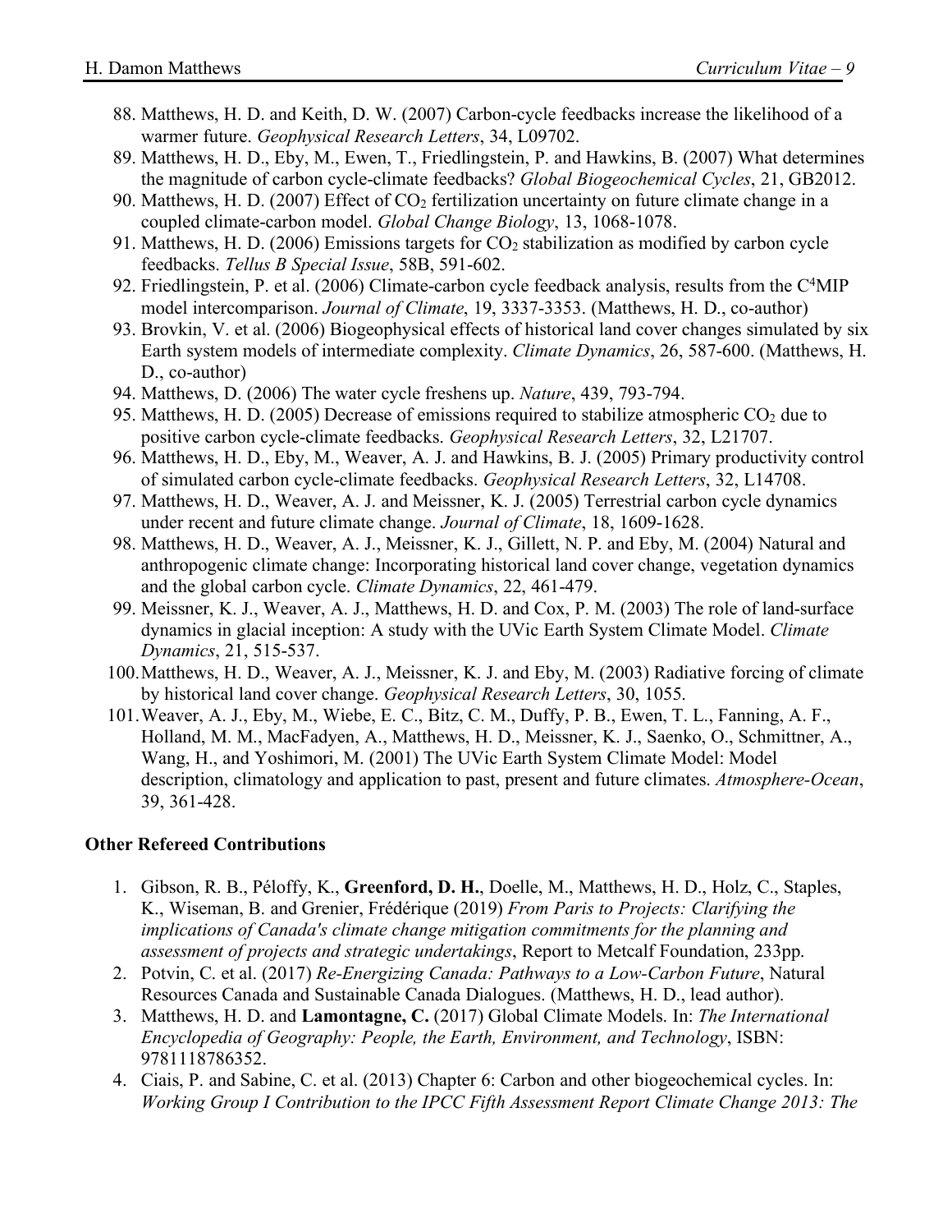88. Matthews, H. D. and Keith, D. W. (2007) Carbon-cycle feedbacks increase the likelihood of a warmer future. *Geophysical Research Letters*, 34, L09702.
89. Matthews, H. D., Eby, M., Ewen, T., Friedlingstein, P. and Hawkins, B. (2007) What determines the magnitude of carbon cycle-climate feedbacks? *Global Biogeochemical Cycles*, 21, GB2012.
90. Matthews, H. D. (2007) Effect of $CO_2$ fertilization uncertainty on future climate change in a coupled climate-carbon model. *Global Change Biology*, 13, 1068-1078.
91. Matthews, H. D. (2006) Emissions targets for $CO_2$ stabilization as modified by carbon cycle feedbacks. *Tellus B Special Issue*, 58B, 591-602.
92. Friedlingstein, P. et al. (2006) Climate-carbon cycle feedback analysis, results from the $C^4$MIP model intercomparison. *Journal of Climate*, 19, 3337-3353. (Matthews, H. D., co-author)
93. Brovkin, V. et al. (2006) Biogeophysical effects of historical land cover changes simulated by six Earth system models of intermediate complexity. *Climate Dynamics*, 26, 587-600. (Matthews, H. D., co-author)
94. Matthews, D. (2006) The water cycle freshens up. *Nature*, 439, 793-794.
95. Matthews, H. D. (2005) Decrease of emissions required to stabilize atmospheric $CO_2$ due to positive carbon cycle-climate feedbacks. *Geophysical Research Letters*, 32, L21707.
96. Matthews, H. D., Eby, M., Weaver, A. J. and Hawkins, B. J. (2005) Primary productivity control of simulated carbon cycle-climate feedbacks. *Geophysical Research Letters*, 32, L14708.
97. Matthews, H. D., Weaver, A. J. and Meissner, K. J. (2005) Terrestrial carbon cycle dynamics under recent and future climate change. *Journal of Climate*, 18, 1609-1628.
98. Matthews, H. D., Weaver, A. J., Meissner, K. J., Gillett, N. P. and Eby, M. (2004) Natural and anthropogenic climate change: Incorporating historical land cover change, vegetation dynamics and the global carbon cycle. *Climate Dynamics*, 22, 461-479.
99. Meissner, K. J., Weaver, A. J., Matthews, H. D. and Cox, P. M. (2003) The role of land-surface dynamics in glacial inception: A study with the UVic Earth System Climate Model. *Climate Dynamics*, 21, 515-537.
100. Matthews, H. D., Weaver, A. J., Meissner, K. J. and Eby, M. (2003) Radiative forcing of climate by historical land cover change. *Geophysical Research Letters*, 30, 1055.
101. Weaver, A. J., Eby, M., Wiebe, E. C., Bitz, C. M., Duffy, P. B., Ewen, T. L., Fanning, A. F., Holland, M. M., MacFadyen, A., Matthews, H. D., Meissner, K. J., Saenko, O., Schmittner, A., Wang, H., and Yoshimori, M. (2001) The UVic Earth System Climate Model: Model description, climatology and application to past, present and future climates. *Atmosphere-Ocean*, 39, 361-428.

**Other Refereed Contributions**

1. Gibson, R. B., Péloffy, K., **Greenford, D. H.**, Doelle, M., Matthews, H. D., Holz, C., Staples, K., Wiseman, B. and Grenier, Frédérique (2019) *From Paris to Projects: Clarifying the implications of Canada's climate change mitigation commitments for the planning and assessment of projects and strategic undertakings*, Report to Metcalf Foundation, 233pp.
2. Potvin, C. et al. (2017) *Re-Energizing Canada: Pathways to a Low-Carbon Future*, Natural Resources Canada and Sustainable Canada Dialogues. (Matthews, H. D., lead author).
3. Matthews, H. D. and **Lamontagne, C.** (2017) Global Climate Models. In: *The International Encyclopedia of Geography: People, the Earth, Environment, and Technology*, ISBN: 9781118786352.
4. Ciais, P. and Sabine, C. et al. (2013) Chapter 6: Carbon and other biogeochemical cycles. In: *Working Group I Contribution to the IPCC Fifth Assessment Report Climate Change 2013: The*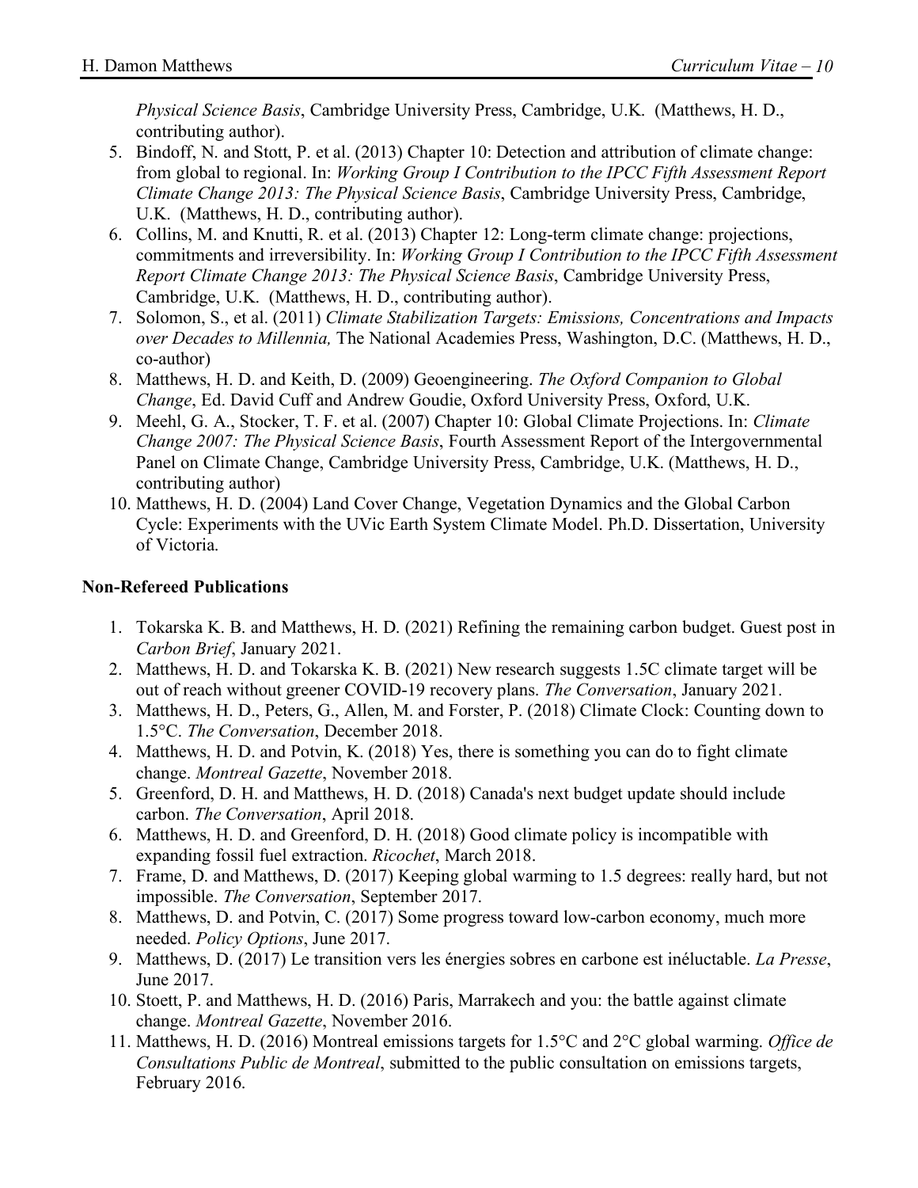*Physical Science Basis*, Cambridge University Press, Cambridge, U.K. (Matthews, H. D., contributing author).

5. Bindoff, N. and Stott, P. et al. (2013) Chapter 10: Detection and attribution of climate change: from global to regional. In: *Working Group I Contribution to the IPCC Fifth Assessment Report Climate Change 2013: The Physical Science Basis*, Cambridge University Press, Cambridge, U.K. (Matthews, H. D., contributing author).
6. Collins, M. and Knutti, R. et al. (2013) Chapter 12: Long-term climate change: projections, commitments and irreversibility. In: *Working Group I Contribution to the IPCC Fifth Assessment Report Climate Change 2013: The Physical Science Basis*, Cambridge University Press, Cambridge, U.K. (Matthews, H. D., contributing author).
7. Solomon, S., et al. (2011) *Climate Stabilization Targets: Emissions, Concentrations and Impacts over Decades to Millennia,* The National Academies Press, Washington, D.C. (Matthews, H. D., co-author)
8. Matthews, H. D. and Keith, D. (2009) Geoengineering. *The Oxford Companion to Global Change*, Ed. David Cuff and Andrew Goudie, Oxford University Press, Oxford, U.K.
9. Meehl, G. A., Stocker, T. F. et al. (2007) Chapter 10: Global Climate Projections. In: *Climate Change 2007: The Physical Science Basis*, Fourth Assessment Report of the Intergovernmental Panel on Climate Change, Cambridge University Press, Cambridge, U.K. (Matthews, H. D., contributing author)
10. Matthews, H. D. (2004) Land Cover Change, Vegetation Dynamics and the Global Carbon Cycle: Experiments with the UVic Earth System Climate Model. Ph.D. Dissertation, University of Victoria.

**Non-Refereed Publications**

1. Tokarska K. B. and Matthews, H. D. (2021) Refining the remaining carbon budget. Guest post in *Carbon Brief*, January 2021.
2. Matthews, H. D. and Tokarska K. B. (2021) New research suggests 1.5C climate target will be out of reach without greener COVID-19 recovery plans. *The Conversation*, January 2021.
3. Matthews, H. D., Peters, G., Allen, M. and Forster, P. (2018) Climate Clock: Counting down to 1.5°C. *The Conversation*, December 2018.
4. Matthews, H. D. and Potvin, K. (2018) Yes, there is something you can do to fight climate change. *Montreal Gazette*, November 2018.
5. Greenford, D. H. and Matthews, H. D. (2018) Canada's next budget update should include carbon. *The Conversation*, April 2018.
6. Matthews, H. D. and Greenford, D. H. (2018) Good climate policy is incompatible with expanding fossil fuel extraction. *Ricochet*, March 2018.
7. Frame, D. and Matthews, D. (2017) Keeping global warming to 1.5 degrees: really hard, but not impossible. *The Conversation*, September 2017.
8. Matthews, D. and Potvin, C. (2017) Some progress toward low-carbon economy, much more needed. *Policy Options*, June 2017.
9. Matthews, D. (2017) Le transition vers les énergies sobres en carbone est inéluctable. *La Presse*, June 2017.
10. Stoett, P. and Matthews, H. D. (2016) Paris, Marrakech and you: the battle against climate change. *Montreal Gazette*, November 2016.
11. Matthews, H. D. (2016) Montreal emissions targets for 1.5°C and 2°C global warming. *Office de Consultations Public de Montreal*, submitted to the public consultation on emissions targets, February 2016.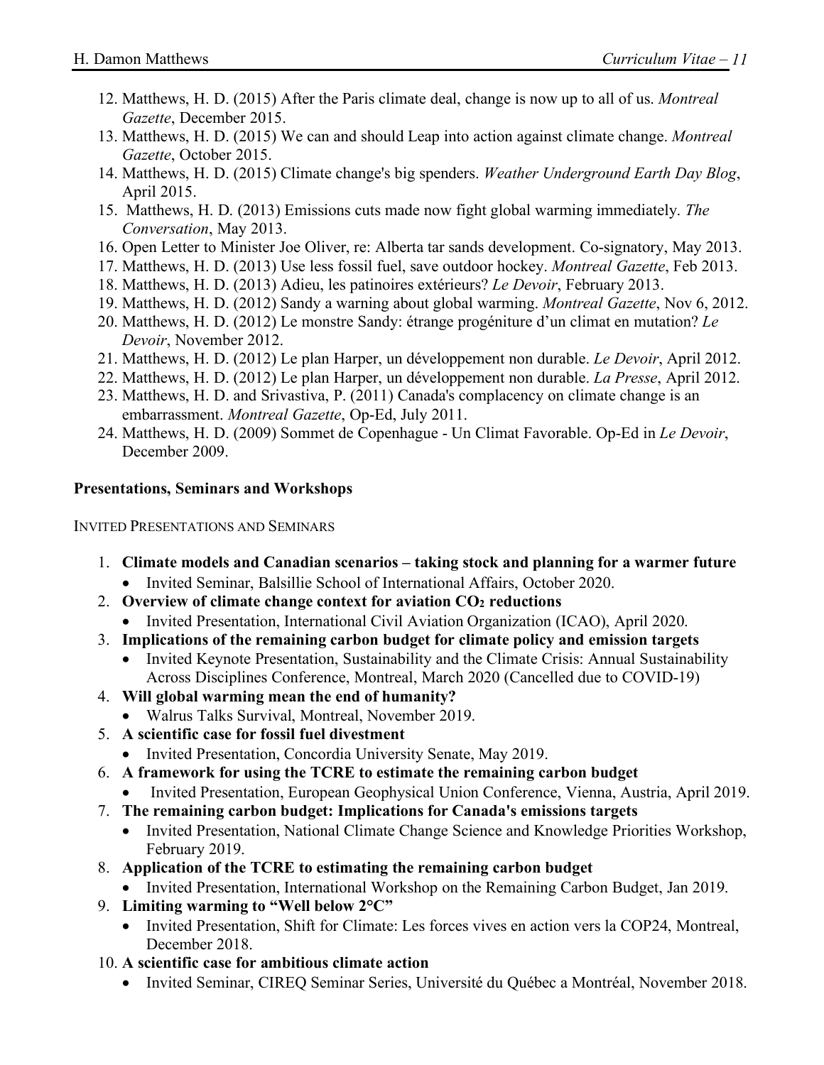12. Matthews, H. D. (2015) After the Paris climate deal, change is now up to all of us. *Montreal Gazette*, December 2015.
13. Matthews, H. D. (2015) We can and should Leap into action against climate change. *Montreal Gazette*, October 2015.
14. Matthews, H. D. (2015) Climate change's big spenders. *Weather Underground Earth Day Blog*, April 2015.
15. Matthews, H. D. (2013) Emissions cuts made now fight global warming immediately. *The Conversation*, May 2013.
16. Open Letter to Minister Joe Oliver, re: Alberta tar sands development. Co-signatory, May 2013.
17. Matthews, H. D. (2013) Use less fossil fuel, save outdoor hockey. *Montreal Gazette*, Feb 2013.
18. Matthews, H. D. (2013) Adieu, les patinoires extérieurs? *Le Devoir*, February 2013.
19. Matthews, H. D. (2012) Sandy a warning about global warming. *Montreal Gazette*, Nov 6, 2012.
20. Matthews, H. D. (2012) Le monstre Sandy: étrange progéniture d'un climat en mutation? *Le Devoir*, November 2012.
21. Matthews, H. D. (2012) Le plan Harper, un développement non durable. *Le Devoir*, April 2012.
22. Matthews, H. D. (2012) Le plan Harper, un développement non durable. *La Presse*, April 2012.
23. Matthews, H. D. and Srivastiva, P. (2011) Canada's complacency on climate change is an embarrassment. *Montreal Gazette*, Op-Ed, July 2011.
24. Matthews, H. D. (2009) Sommet de Copenhague - Un Climat Favorable. Op-Ed in *Le Devoir*, December 2009.

## Presentations, Seminars and Workshops

### Invited Presentations and Seminars

1. **Climate models and Canadian scenarios – taking stock and planning for a warmer future**
   - Invited Seminar, Balsillie School of International Affairs, October 2020.
2. **Overview of climate change context for aviation $CO_2$ reductions**
   - Invited Presentation, International Civil Aviation Organization (ICAO), April 2020.
3. **Implications of the remaining carbon budget for climate policy and emission targets**
   - Invited Keynote Presentation, Sustainability and the Climate Crisis: Annual Sustainability Across Disciplines Conference, Montreal, March 2020 (Cancelled due to COVID-19)
4. **Will global warming mean the end of humanity?**
   - Walrus Talks Survival, Montreal, November 2019.
5. **A scientific case for fossil fuel divestment**
   - Invited Presentation, Concordia University Senate, May 2019.
6. **A framework for using the TCRE to estimate the remaining carbon budget**
   - Invited Presentation, European Geophysical Union Conference, Vienna, Austria, April 2019.
7. **The remaining carbon budget: Implications for Canada's emissions targets**
   - Invited Presentation, National Climate Change Science and Knowledge Priorities Workshop, February 2019.
8. **Application of the TCRE to estimating the remaining carbon budget**
   - Invited Presentation, International Workshop on the Remaining Carbon Budget, Jan 2019.
9. **Limiting warming to "Well below 2°C"**
   - Invited Presentation, Shift for Climate: Les forces vives en action vers la COP24, Montreal, December 2018.
10. **A scientific case for ambitious climate action**
    - Invited Seminar, CIREQ Seminar Series, Université du Québec a Montréal, November 2018.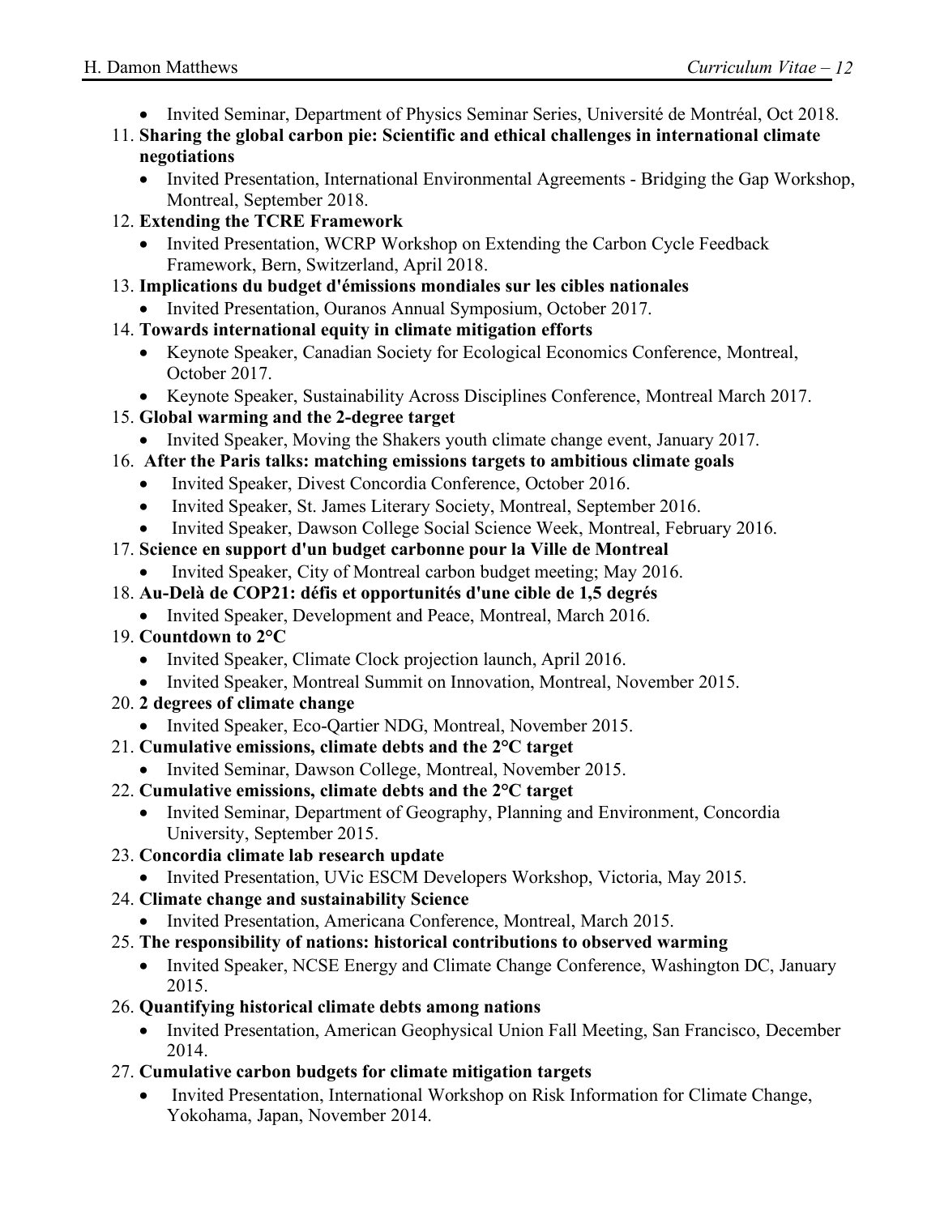- Invited Seminar, Department of Physics Seminar Series, Université de Montréal, Oct 2018.

11. **Sharing the global carbon pie: Scientific and ethical challenges in international climate negotiations**
    - Invited Presentation, International Environmental Agreements - Bridging the Gap Workshop, Montreal, September 2018.
12. **Extending the TCRE Framework**
    - Invited Presentation, WCRP Workshop on Extending the Carbon Cycle Feedback Framework, Bern, Switzerland, April 2018.
13. **Implications du budget d'émissions mondiales sur les cibles nationales**
    - Invited Presentation, Ouranos Annual Symposium, October 2017.
14. **Towards international equity in climate mitigation efforts**
    - Keynote Speaker, Canadian Society for Ecological Economics Conference, Montreal, October 2017.
    - Keynote Speaker, Sustainability Across Disciplines Conference, Montreal March 2017.
15. **Global warming and the 2-degree target**
    - Invited Speaker, Moving the Shakers youth climate change event, January 2017.
16. **After the Paris talks: matching emissions targets to ambitious climate goals**
    - Invited Speaker, Divest Concordia Conference, October 2016.
    - Invited Speaker, St. James Literary Society, Montreal, September 2016.
    - Invited Speaker, Dawson College Social Science Week, Montreal, February 2016.
17. **Science en support d'un budget carbonne pour la Ville de Montreal**
    - Invited Speaker, City of Montreal carbon budget meeting; May 2016.
18. **Au-Delà de COP21: défis et opportunités d'une cible de 1,5 degrés**
    - Invited Speaker, Development and Peace, Montreal, March 2016.
19. **Countdown to 2°C**
    - Invited Speaker, Climate Clock projection launch, April 2016.
    - Invited Speaker, Montreal Summit on Innovation, Montreal, November 2015.
20. **2 degrees of climate change**
    - Invited Speaker, Eco-Qartier NDG, Montreal, November 2015.
21. **Cumulative emissions, climate debts and the 2°C target**
    - Invited Seminar, Dawson College, Montreal, November 2015.
22. **Cumulative emissions, climate debts and the 2°C target**
    - Invited Seminar, Department of Geography, Planning and Environment, Concordia University, September 2015.
23. **Concordia climate lab research update**
    - Invited Presentation, UVic ESCM Developers Workshop, Victoria, May 2015.
24. **Climate change and sustainability Science**
    - Invited Presentation, Americana Conference, Montreal, March 2015.
25. **The responsibility of nations: historical contributions to observed warming**
    - Invited Speaker, NCSE Energy and Climate Change Conference, Washington DC, January 2015.
26. **Quantifying historical climate debts among nations**
    - Invited Presentation, American Geophysical Union Fall Meeting, San Francisco, December 2014.
27. **Cumulative carbon budgets for climate mitigation targets**
    - Invited Presentation, International Workshop on Risk Information for Climate Change, Yokohama, Japan, November 2014.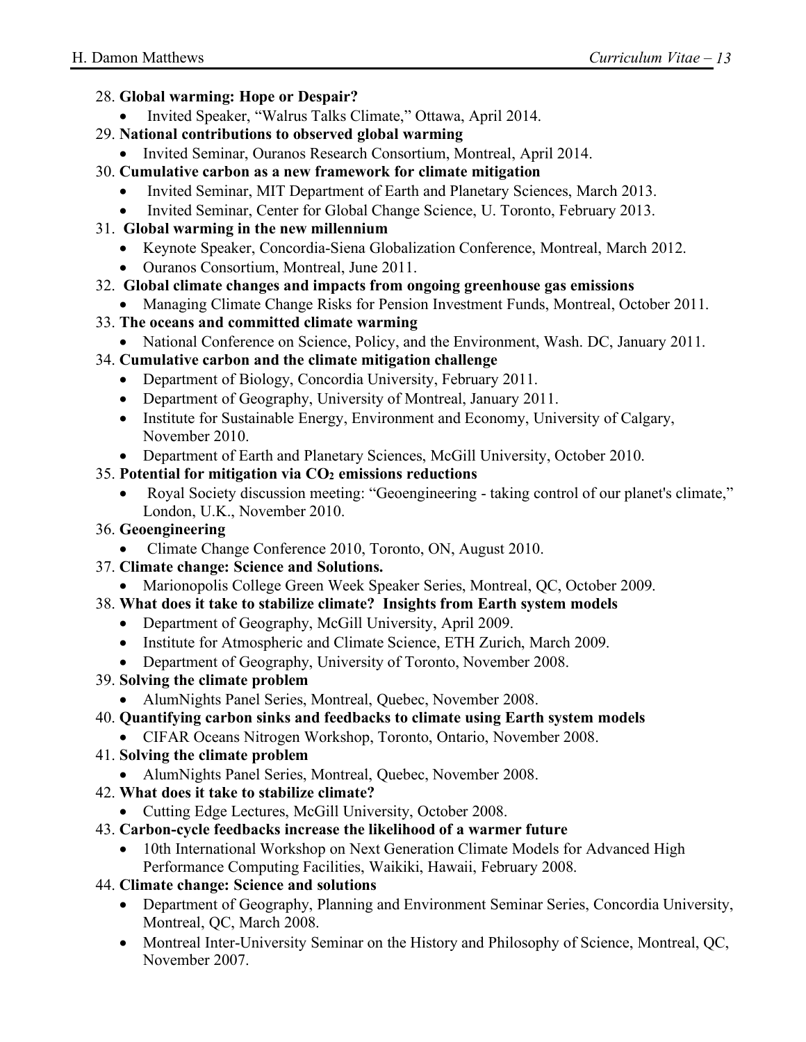28. **Global warming: Hope or Despair?**
    - Invited Speaker, "Walrus Talks Climate," Ottawa, April 2014.
29. **National contributions to observed global warming**
    - Invited Seminar, Ouranos Research Consortium, Montreal, April 2014.
30. **Cumulative carbon as a new framework for climate mitigation**
    - Invited Seminar, MIT Department of Earth and Planetary Sciences, March 2013.
    - Invited Seminar, Center for Global Change Science, U. Toronto, February 2013.
31. **Global warming in the new millennium**
    - Keynote Speaker, Concordia-Siena Globalization Conference, Montreal, March 2012.
    - Ouranos Consortium, Montreal, June 2011.
32. **Global climate changes and impacts from ongoing greenhouse gas emissions**
    - Managing Climate Change Risks for Pension Investment Funds, Montreal, October 2011.
33. **The oceans and committed climate warming**
    - National Conference on Science, Policy, and the Environment, Wash. DC, January 2011.
34. **Cumulative carbon and the climate mitigation challenge**
    - Department of Biology, Concordia University, February 2011.
    - Department of Geography, University of Montreal, January 2011.
    - Institute for Sustainable Energy, Environment and Economy, University of Calgary, November 2010.
    - Department of Earth and Planetary Sciences, McGill University, October 2010.
35. **Potential for mitigation via $CO_2$ emissions reductions**
    - Royal Society discussion meeting: "Geoengineering - taking control of our planet's climate," London, U.K., November 2010.
36. **Geoengineering**
    - Climate Change Conference 2010, Toronto, ON, August 2010.
37. **Climate change: Science and Solutions.**
    - Marionopolis College Green Week Speaker Series, Montreal, QC, October 2009.
38. **What does it take to stabilize climate? Insights from Earth system models**
    - Department of Geography, McGill University, April 2009.
    - Institute for Atmospheric and Climate Science, ETH Zurich, March 2009.
    - Department of Geography, University of Toronto, November 2008.
39. **Solving the climate problem**
    - AlumNights Panel Series, Montreal, Quebec, November 2008.
40. **Quantifying carbon sinks and feedbacks to climate using Earth system models**
    - CIFAR Oceans Nitrogen Workshop, Toronto, Ontario, November 2008.
41. **Solving the climate problem**
    - AlumNights Panel Series, Montreal, Quebec, November 2008.
42. **What does it take to stabilize climate?**
    - Cutting Edge Lectures, McGill University, October 2008.
43. **Carbon-cycle feedbacks increase the likelihood of a warmer future**
    - 10th International Workshop on Next Generation Climate Models for Advanced High Performance Computing Facilities, Waikiki, Hawaii, February 2008.
44. **Climate change: Science and solutions**
    - Department of Geography, Planning and Environment Seminar Series, Concordia University, Montreal, QC, March 2008.
    - Montreal Inter-University Seminar on the History and Philosophy of Science, Montreal, QC, November 2007.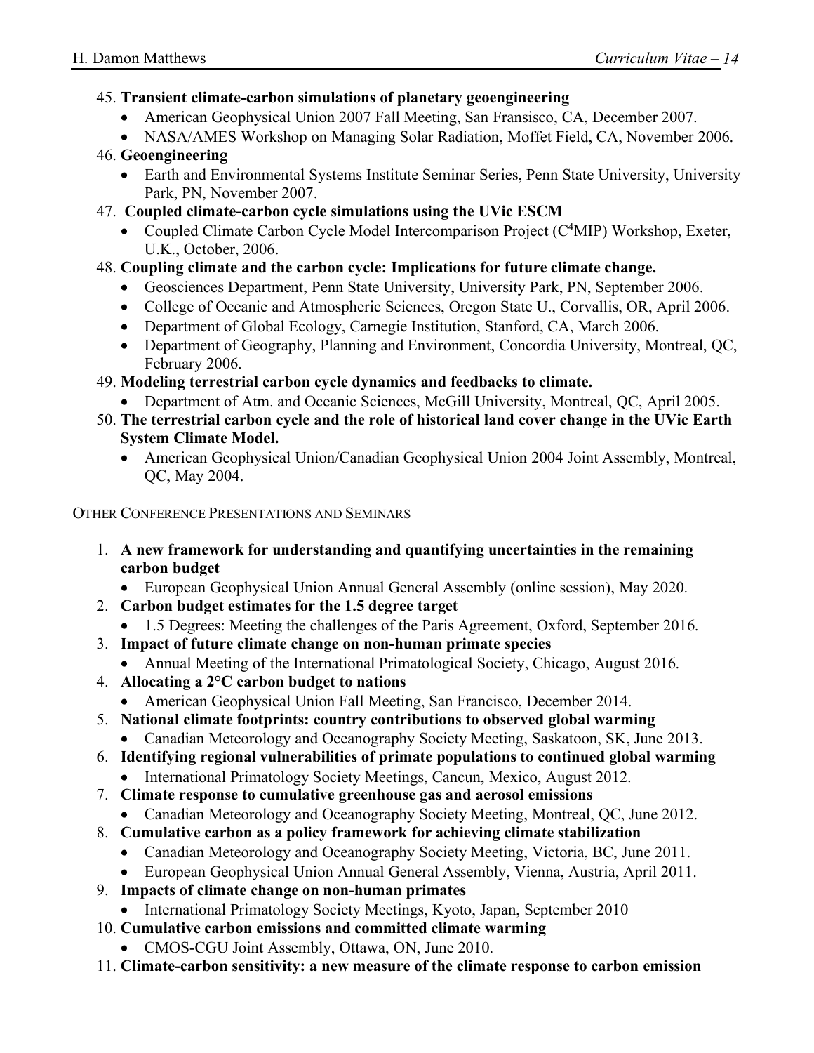45. **Transient climate-carbon simulations of planetary geoengineering**
    - American Geophysical Union 2007 Fall Meeting, San Fransisco, CA, December 2007.
    - NASA/AMES Workshop on Managing Solar Radiation, Moffet Field, CA, November 2006.
46. **Geoengineering**
    - Earth and Environmental Systems Institute Seminar Series, Penn State University, University Park, PN, November 2007.
47. **Coupled climate-carbon cycle simulations using the UVic ESCM**
    - Coupled Climate Carbon Cycle Model Intercomparison Project ($C^4$MIP) Workshop, Exeter, U.K., October, 2006.
48. **Coupling climate and the carbon cycle: Implications for future climate change.**
    - Geosciences Department, Penn State University, University Park, PN, September 2006.
    - College of Oceanic and Atmospheric Sciences, Oregon State U., Corvallis, OR, April 2006.
    - Department of Global Ecology, Carnegie Institution, Stanford, CA, March 2006.
    - Department of Geography, Planning and Environment, Concordia University, Montreal, QC, February 2006.
49. **Modeling terrestrial carbon cycle dynamics and feedbacks to climate.**
    - Department of Atm. and Oceanic Sciences, McGill University, Montreal, QC, April 2005.
50. **The terrestrial carbon cycle and the role of historical land cover change in the UVic Earth System Climate Model.**
    - American Geophysical Union/Canadian Geophysical Union 2004 Joint Assembly, Montreal, QC, May 2004.

OTHER CONFERENCE PRESENTATIONS AND SEMINARS

1. **A new framework for understanding and quantifying uncertainties in the remaining carbon budget**
    - European Geophysical Union Annual General Assembly (online session), May 2020.
2. **Carbon budget estimates for the 1.5 degree target**
    - 1.5 Degrees: Meeting the challenges of the Paris Agreement, Oxford, September 2016.
3. **Impact of future climate change on non-human primate species**
    - Annual Meeting of the International Primatological Society, Chicago, August 2016.
4. **Allocating a 2°C carbon budget to nations**
    - American Geophysical Union Fall Meeting, San Francisco, December 2014.
5. **National climate footprints: country contributions to observed global warming**
    - Canadian Meteorology and Oceanography Society Meeting, Saskatoon, SK, June 2013.
6. **Identifying regional vulnerabilities of primate populations to continued global warming**
    - International Primatology Society Meetings, Cancun, Mexico, August 2012.
7. **Climate response to cumulative greenhouse gas and aerosol emissions**
    - Canadian Meteorology and Oceanography Society Meeting, Montreal, QC, June 2012.
8. **Cumulative carbon as a policy framework for achieving climate stabilization**
    - Canadian Meteorology and Oceanography Society Meeting, Victoria, BC, June 2011.
    - European Geophysical Union Annual General Assembly, Vienna, Austria, April 2011.
9. **Impacts of climate change on non-human primates**
    - International Primatology Society Meetings, Kyoto, Japan, September 2010
10. **Cumulative carbon emissions and committed climate warming**
    - CMOS-CGU Joint Assembly, Ottawa, ON, June 2010.
11. **Climate-carbon sensitivity: a new measure of the climate response to carbon emission**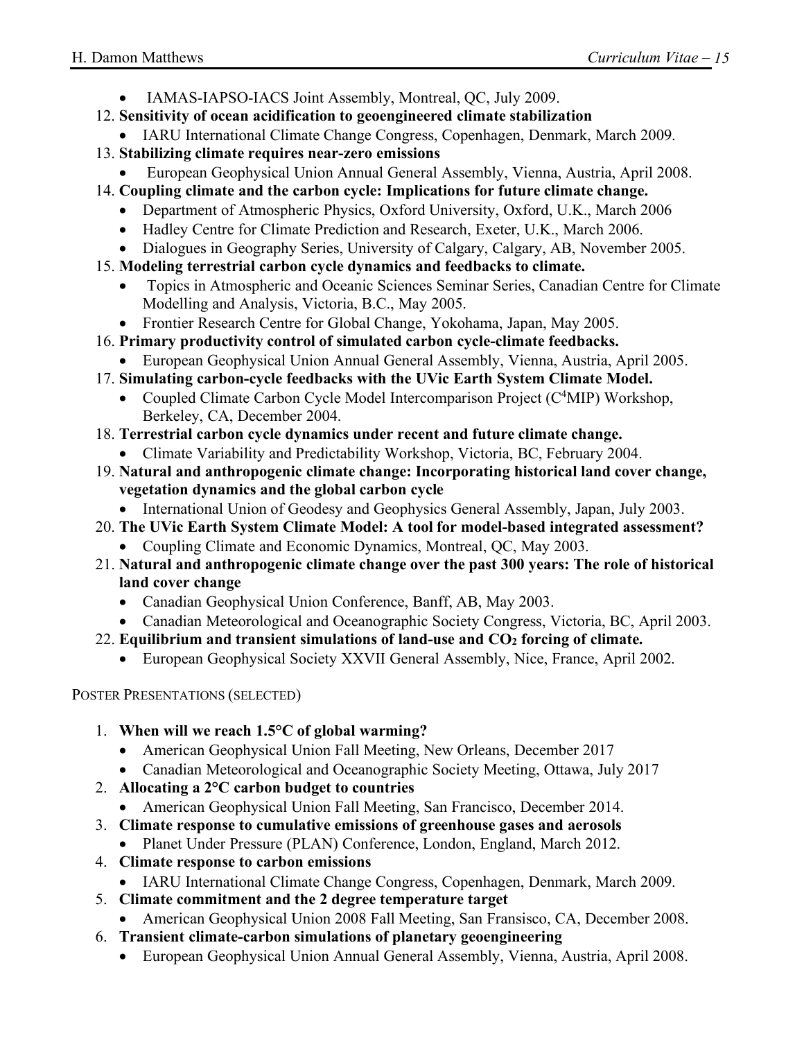- IAMAS-IAPSO-IACS Joint Assembly, Montreal, QC, July 2009.

12. **Sensitivity of ocean acidification to geoengineered climate stabilization**
    - IARU International Climate Change Congress, Copenhagen, Denmark, March 2009.
13. **Stabilizing climate requires near-zero emissions**
    - European Geophysical Union Annual General Assembly, Vienna, Austria, April 2008.
14. **Coupling climate and the carbon cycle: Implications for future climate change.**
    - Department of Atmospheric Physics, Oxford University, Oxford, U.K., March 2006
    - Hadley Centre for Climate Prediction and Research, Exeter, U.K., March 2006.
    - Dialogues in Geography Series, University of Calgary, Calgary, AB, November 2005.
15. **Modeling terrestrial carbon cycle dynamics and feedbacks to climate.**
    - Topics in Atmospheric and Oceanic Sciences Seminar Series, Canadian Centre for Climate Modelling and Analysis, Victoria, B.C., May 2005.
    - Frontier Research Centre for Global Change, Yokohama, Japan, May 2005.
16. **Primary productivity control of simulated carbon cycle-climate feedbacks.**
    - European Geophysical Union Annual General Assembly, Vienna, Austria, April 2005.
17. **Simulating carbon-cycle feedbacks with the UVic Earth System Climate Model.**
    - Coupled Climate Carbon Cycle Model Intercomparison Project ($C^4$MIP) Workshop, Berkeley, CA, December 2004.
18. **Terrestrial carbon cycle dynamics under recent and future climate change.**
    - Climate Variability and Predictability Workshop, Victoria, BC, February 2004.
19. **Natural and anthropogenic climate change: Incorporating historical land cover change, vegetation dynamics and the global carbon cycle**
    - International Union of Geodesy and Geophysics General Assembly, Japan, July 2003.
20. **The UVic Earth System Climate Model: A tool for model-based integrated assessment?**
    - Coupling Climate and Economic Dynamics, Montreal, QC, May 2003.
21. **Natural and anthropogenic climate change over the past 300 years: The role of historical land cover change**
    - Canadian Geophysical Union Conference, Banff, AB, May 2003.
    - Canadian Meteorological and Oceanographic Society Congress, Victoria, BC, April 2003.
22. **Equilibrium and transient simulations of land-use and $CO_2$ forcing of climate.**
    - European Geophysical Society XXVII General Assembly, Nice, France, April 2002.

POSTER PRESENTATIONS (SELECTED)

1. **When will we reach 1.5°C of global warming?**
    - American Geophysical Union Fall Meeting, New Orleans, December 2017
    - Canadian Meteorological and Oceanographic Society Meeting, Ottawa, July 2017
2. **Allocating a 2°C carbon budget to countries**
    - American Geophysical Union Fall Meeting, San Francisco, December 2014.
3. **Climate response to cumulative emissions of greenhouse gases and aerosols**
    - Planet Under Pressure (PLAN) Conference, London, England, March 2012.
4. **Climate response to carbon emissions**
    - IARU International Climate Change Congress, Copenhagen, Denmark, March 2009.
5. **Climate commitment and the 2 degree temperature target**
    - American Geophysical Union 2008 Fall Meeting, San Fransisco, CA, December 2008.
6. **Transient climate-carbon simulations of planetary geoengineering**
    - European Geophysical Union Annual General Assembly, Vienna, Austria, April 2008.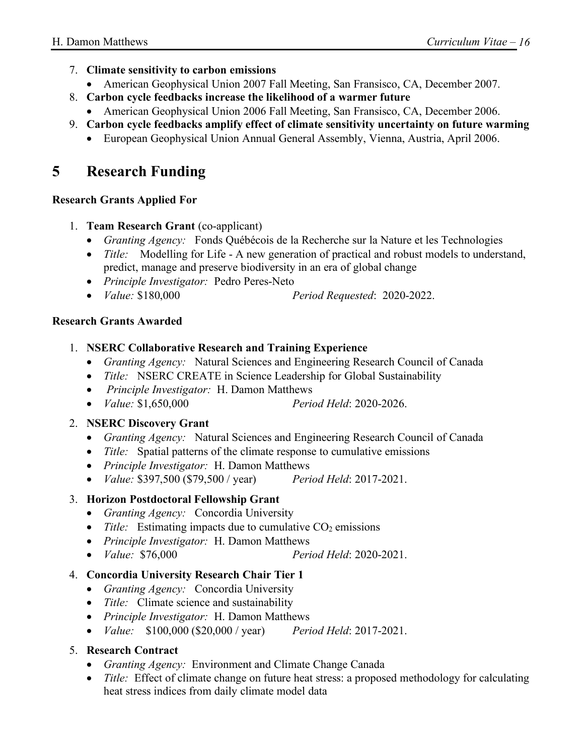7. **Climate sensitivity to carbon emissions**
   - American Geophysical Union 2007 Fall Meeting, San Fransisco, CA, December 2007.
8. **Carbon cycle feedbacks increase the likelihood of a warmer future**
   - American Geophysical Union 2006 Fall Meeting, San Fransisco, CA, December 2006.
9. **Carbon cycle feedbacks amplify effect of climate sensitivity uncertainty on future warming**
   - European Geophysical Union Annual General Assembly, Vienna, Austria, April 2006.

# 5 Research Funding

**Research Grants Applied For**

1. **Team Research Grant** (co-applicant)
   - *Granting Agency:* Fonds Québécois de la Recherche sur la Nature et les Technologies
   - *Title:* Modelling for Life - A new generation of practical and robust models to understand, predict, manage and preserve biodiversity in an era of global change
   - *Principle Investigator:* Pedro Peres-Neto
   - *Value:* $180,000 *Period Requested*: 2020-2022.

**Research Grants Awarded**

1. **NSERC Collaborative Research and Training Experience**
   - *Granting Agency:* Natural Sciences and Engineering Research Council of Canada
   - *Title:* NSERC CREATE in Science Leadership for Global Sustainability
   - *Principle Investigator:* H. Damon Matthews
   - *Value:* $1,650,000 *Period Held*: 2020-2026.
2. **NSERC Discovery Grant**
   - *Granting Agency:* Natural Sciences and Engineering Research Council of Canada
   - *Title:* Spatial patterns of the climate response to cumulative emissions
   - *Principle Investigator:* H. Damon Matthews
   - *Value:* $397,500 ($79,500 / year) *Period Held*: 2017-2021.
3. **Horizon Postdoctoral Fellowship Grant**
   - *Granting Agency:* Concordia University
   - *Title:* Estimating impacts due to cumulative $CO_2$ emissions
   - *Principle Investigator:* H. Damon Matthews
   - *Value:* $76,000 *Period Held*: 2020-2021.
4. **Concordia University Research Chair Tier 1**
   - *Granting Agency:* Concordia University
   - *Title:* Climate science and sustainability
   - *Principle Investigator:* H. Damon Matthews
   - *Value:* $100,000 ($20,000 / year) *Period Held*: 2017-2021.
5. **Research Contract**
   - *Granting Agency:* Environment and Climate Change Canada
   - *Title:* Effect of climate change on future heat stress: a proposed methodology for calculating heat stress indices from daily climate model data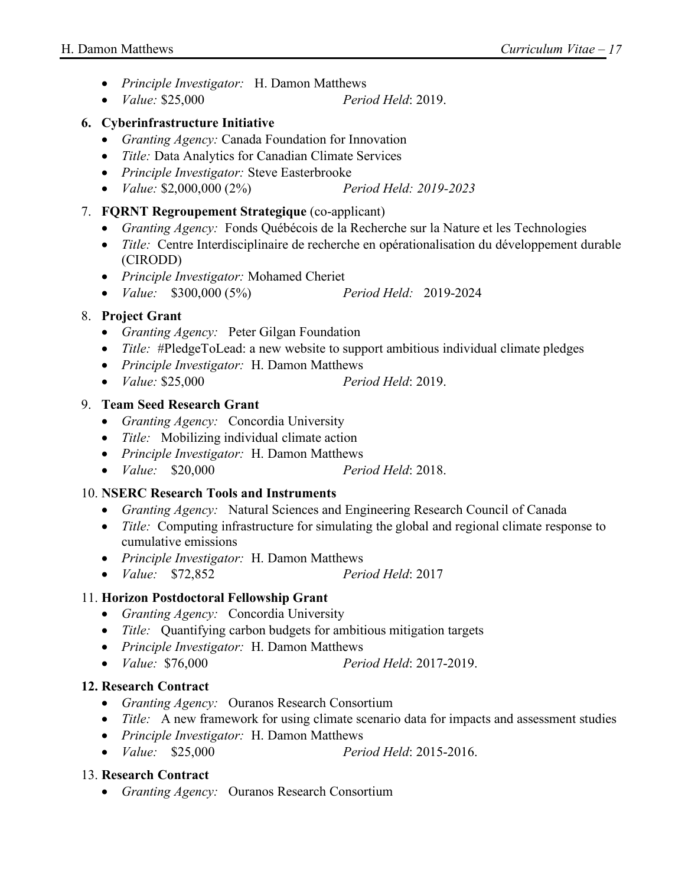- *Principle Investigator:* H. Damon Matthews
- *Value:* $25,000 *Period Held*: 2019.

**6. Cyberinfrastructure Initiative**

- *Granting Agency:* Canada Foundation for Innovation
- *Title:* Data Analytics for Canadian Climate Services
- *Principle Investigator:* Steve Easterbrooke
- *Value:* $2,000,000 (2%) *Period Held: 2019-2023*

7. **FQRNT Regroupement Strategique** (co-applicant)

- *Granting Agency:* Fonds Québécois de la Recherche sur la Nature et les Technologies
- *Title:* Centre Interdisciplinaire de recherche en opérationalisation du développement durable (CIRODD)
- *Principle Investigator:* Mohamed Cheriet
- *Value:* $300,000 (5%) *Period Held:* 2019-2024

8. **Project Grant**

- *Granting Agency:* Peter Gilgan Foundation
- *Title:* #PledgeToLead: a new website to support ambitious individual climate pledges
- *Principle Investigator:* H. Damon Matthews
- *Value:* $25,000 *Period Held*: 2019.

9. **Team Seed Research Grant**

- *Granting Agency:* Concordia University
- *Title:* Mobilizing individual climate action
- *Principle Investigator:* H. Damon Matthews
- *Value:* $20,000 *Period Held*: 2018.

10. **NSERC Research Tools and Instruments**

- *Granting Agency:* Natural Sciences and Engineering Research Council of Canada
- *Title:* Computing infrastructure for simulating the global and regional climate response to cumulative emissions
- *Principle Investigator:* H. Damon Matthews
- *Value:* $72,852 *Period Held*: 2017

11. **Horizon Postdoctoral Fellowship Grant**

- *Granting Agency:* Concordia University
- *Title:* Quantifying carbon budgets for ambitious mitigation targets
- *Principle Investigator:* H. Damon Matthews
- *Value:* $76,000 *Period Held*: 2017-2019.

**12. Research Contract**

- *Granting Agency:* Ouranos Research Consortium
- *Title:* A new framework for using climate scenario data for impacts and assessment studies
- *Principle Investigator:* H. Damon Matthews
- *Value:* $25,000 *Period Held*: 2015-2016.

13. **Research Contract**

- *Granting Agency:* Ouranos Research Consortium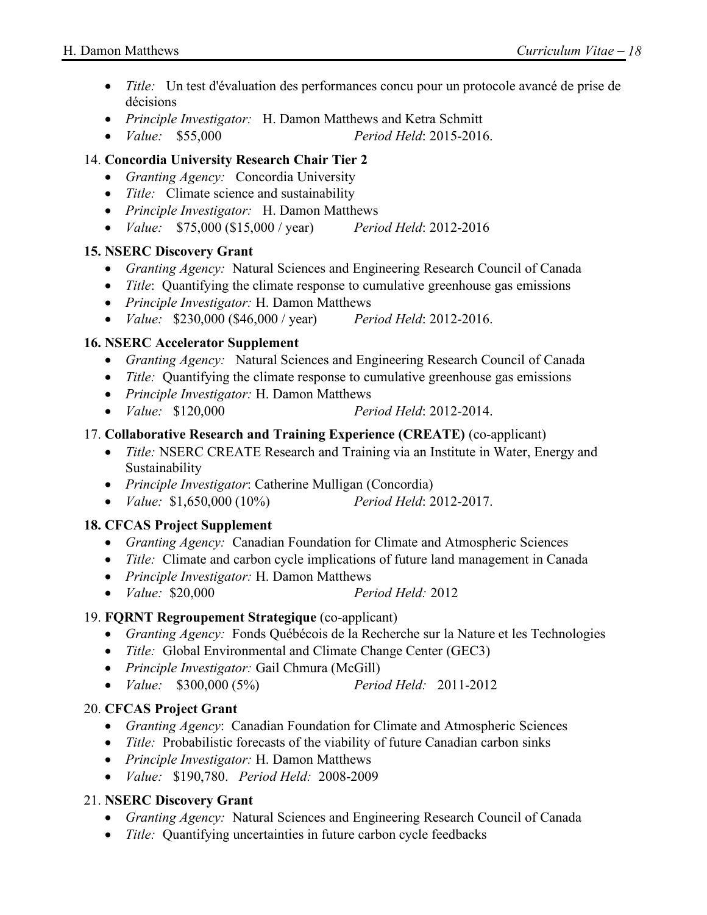- *Title:* Un test d'évaluation des performances concu pour un protocole avancé de prise de décisions
- *Principle Investigator:* H. Damon Matthews and Ketra Schmitt
- *Value:* $55,000 *Period Held*: 2015-2016.

14. **Concordia University Research Chair Tier 2**
    - *Granting Agency:* Concordia University
    - *Title:* Climate science and sustainability
    - *Principle Investigator:* H. Damon Matthews
    - *Value:* $75,000 ($15,000 / year) *Period Held*: 2012-2016

15. **NSERC Discovery Grant**
    - *Granting Agency:* Natural Sciences and Engineering Research Council of Canada
    - *Title*: Quantifying the climate response to cumulative greenhouse gas emissions
    - *Principle Investigator:* H. Damon Matthews
    - *Value:* $230,000 ($46,000 / year) *Period Held*: 2012-2016.

16. **NSERC Accelerator Supplement**
    - *Granting Agency:* Natural Sciences and Engineering Research Council of Canada
    - *Title:* Quantifying the climate response to cumulative greenhouse gas emissions
    - *Principle Investigator:* H. Damon Matthews
    - *Value:* $120,000 *Period Held*: 2012-2014.

17. **Collaborative Research and Training Experience (CREATE)** (co-applicant)
    - *Title:* NSERC CREATE Research and Training via an Institute in Water, Energy and Sustainability
    - *Principle Investigator*: Catherine Mulligan (Concordia)
    - *Value:* $1,650,000 (10%) *Period Held*: 2012-2017.

18. **CFCAS Project Supplement**
    - *Granting Agency:* Canadian Foundation for Climate and Atmospheric Sciences
    - *Title:* Climate and carbon cycle implications of future land management in Canada
    - *Principle Investigator:* H. Damon Matthews
    - *Value:* $20,000 *Period Held:* 2012

19. **FQRNT Regroupement Strategique** (co-applicant)
    - *Granting Agency:* Fonds Québécois de la Recherche sur la Nature et les Technologies
    - *Title:* Global Environmental and Climate Change Center (GEC3)
    - *Principle Investigator:* Gail Chmura (McGill)
    - *Value:* $300,000 (5%) *Period Held:* 2011-2012

20. **CFCAS Project Grant**
    - *Granting Agency*: Canadian Foundation for Climate and Atmospheric Sciences
    - *Title:* Probabilistic forecasts of the viability of future Canadian carbon sinks
    - *Principle Investigator:* H. Damon Matthews
    - *Value:* $190,780. *Period Held:* 2008-2009

21. **NSERC Discovery Grant**
    - *Granting Agency:* Natural Sciences and Engineering Research Council of Canada
    - *Title:* Quantifying uncertainties in future carbon cycle feedbacks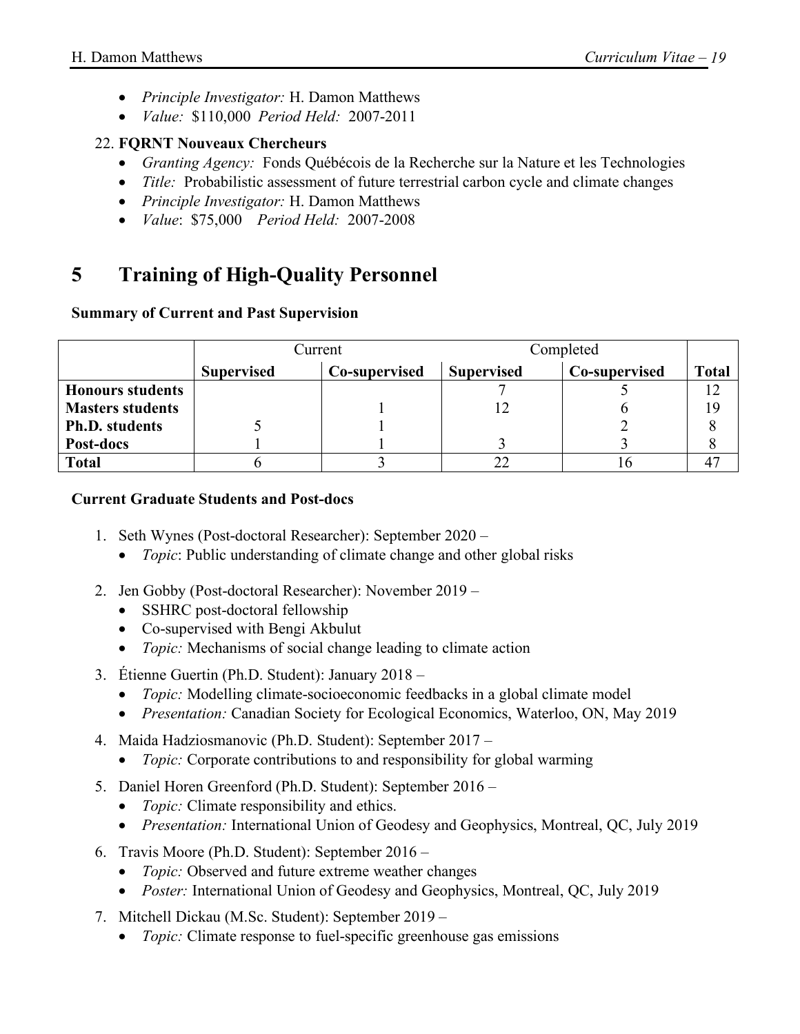- *Principle Investigator:* H. Damon Matthews
- *Value:* $110,000 *Period Held:* 2007-2011

22. **FQRNT Nouveaux Chercheurs**
    - *Granting Agency:* Fonds Québécois de la Recherche sur la Nature et les Technologies
    - *Title:* Probabilistic assessment of future terrestrial carbon cycle and climate changes
    - *Principle Investigator:* H. Damon Matthews
    - *Value*: $75,000 *Period Held:* 2007-2008

# 5 Training of High-Quality Personnel

**Summary of Current and Past Supervision**

| | Current | | Completed | | |
|---|---|---|---|---|---|
| | **Supervised** | **Co-supervised** | **Supervised** | **Co-supervised** | **Total** |
| **Honours students** | | | 7 | 5 | 12 |
| **Masters students** | | 1 | 12 | 6 | 19 |
| **Ph.D. students** | 5 | 1 | | 2 | 8 |
| **Post-docs** | 1 | 1 | 3 | 3 | 8 |
| **Total** | 6 | 3 | 22 | 16 | 47 |

**Current Graduate Students and Post-docs**

1. Seth Wynes (Post-doctoral Researcher): September 2020 –
   - *Topic*: Public understanding of climate change and other global risks

2. Jen Gobby (Post-doctoral Researcher): November 2019 –
   - SSHRC post-doctoral fellowship
   - Co-supervised with Bengi Akbulut
   - *Topic:* Mechanisms of social change leading to climate action

3. Étienne Guertin (Ph.D. Student): January 2018 –
   - *Topic:* Modelling climate-socioeconomic feedbacks in a global climate model
   - *Presentation:* Canadian Society for Ecological Economics, Waterloo, ON, May 2019

4. Maida Hadziosmanovic (Ph.D. Student): September 2017 –
   - *Topic:* Corporate contributions to and responsibility for global warming

5. Daniel Horen Greenford (Ph.D. Student): September 2016 –
   - *Topic:* Climate responsibility and ethics.
   - *Presentation:* International Union of Geodesy and Geophysics, Montreal, QC, July 2019

6. Travis Moore (Ph.D. Student): September 2016 –
   - *Topic:* Observed and future extreme weather changes
   - *Poster:* International Union of Geodesy and Geophysics, Montreal, QC, July 2019

7. Mitchell Dickau (M.Sc. Student): September 2019 –
   - *Topic:* Climate response to fuel-specific greenhouse gas emissions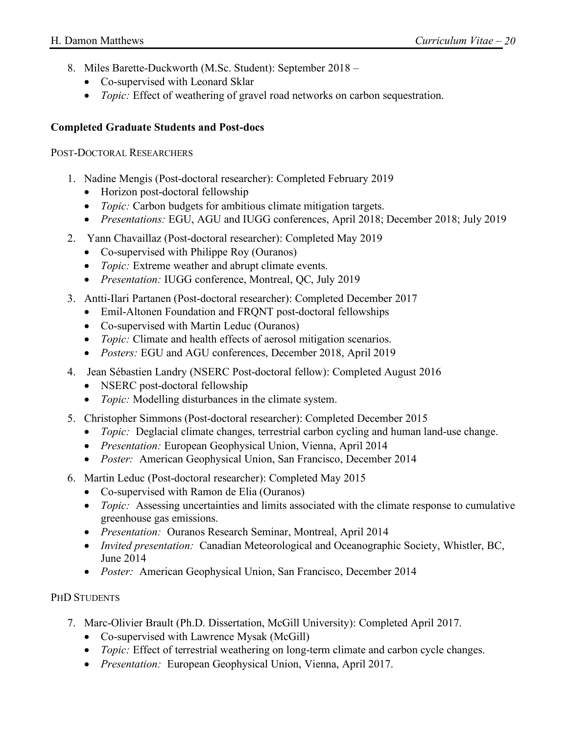8. Miles Barette-Duckworth (M.Sc. Student): September 2018 –
   - Co-supervised with Leonard Sklar
   - *Topic:* Effect of weathering of gravel road networks on carbon sequestration.

**Completed Graduate Students and Post-docs**

POST-DOCTORAL RESEARCHERS

1. Nadine Mengis (Post-doctoral researcher): Completed February 2019
   - Horizon post-doctoral fellowship
   - *Topic:* Carbon budgets for ambitious climate mitigation targets.
   - *Presentations:* EGU, AGU and IUGG conferences, April 2018; December 2018; July 2019
2. Yann Chavaillaz (Post-doctoral researcher): Completed May 2019
   - Co-supervised with Philippe Roy (Ouranos)
   - *Topic:* Extreme weather and abrupt climate events.
   - *Presentation:* IUGG conference, Montreal, QC, July 2019
3. Antti-Ilari Partanen (Post-doctoral researcher): Completed December 2017
   - Emil-Altonen Foundation and FRQNT post-doctoral fellowships
   - Co-supervised with Martin Leduc (Ouranos)
   - *Topic:* Climate and health effects of aerosol mitigation scenarios.
   - *Posters:* EGU and AGU conferences, December 2018, April 2019
4. Jean Sébastien Landry (NSERC Post-doctoral fellow): Completed August 2016
   - NSERC post-doctoral fellowship
   - *Topic:* Modelling disturbances in the climate system.
5. Christopher Simmons (Post-doctoral researcher): Completed December 2015
   - *Topic:* Deglacial climate changes, terrestrial carbon cycling and human land-use change.
   - *Presentation:* European Geophysical Union, Vienna, April 2014
   - *Poster:* American Geophysical Union, San Francisco, December 2014
6. Martin Leduc (Post-doctoral researcher): Completed May 2015
   - Co-supervised with Ramon de Elia (Ouranos)
   - *Topic:* Assessing uncertainties and limits associated with the climate response to cumulative greenhouse gas emissions.
   - *Presentation:* Ouranos Research Seminar, Montreal, April 2014
   - *Invited presentation:* Canadian Meteorological and Oceanographic Society, Whistler, BC, June 2014
   - *Poster:* American Geophysical Union, San Francisco, December 2014

PHD STUDENTS

7. Marc-Olivier Brault (Ph.D. Dissertation, McGill University): Completed April 2017.
   - Co-supervised with Lawrence Mysak (McGill)
   - *Topic:* Effect of terrestrial weathering on long-term climate and carbon cycle changes.
   - *Presentation:* European Geophysical Union, Vienna, April 2017.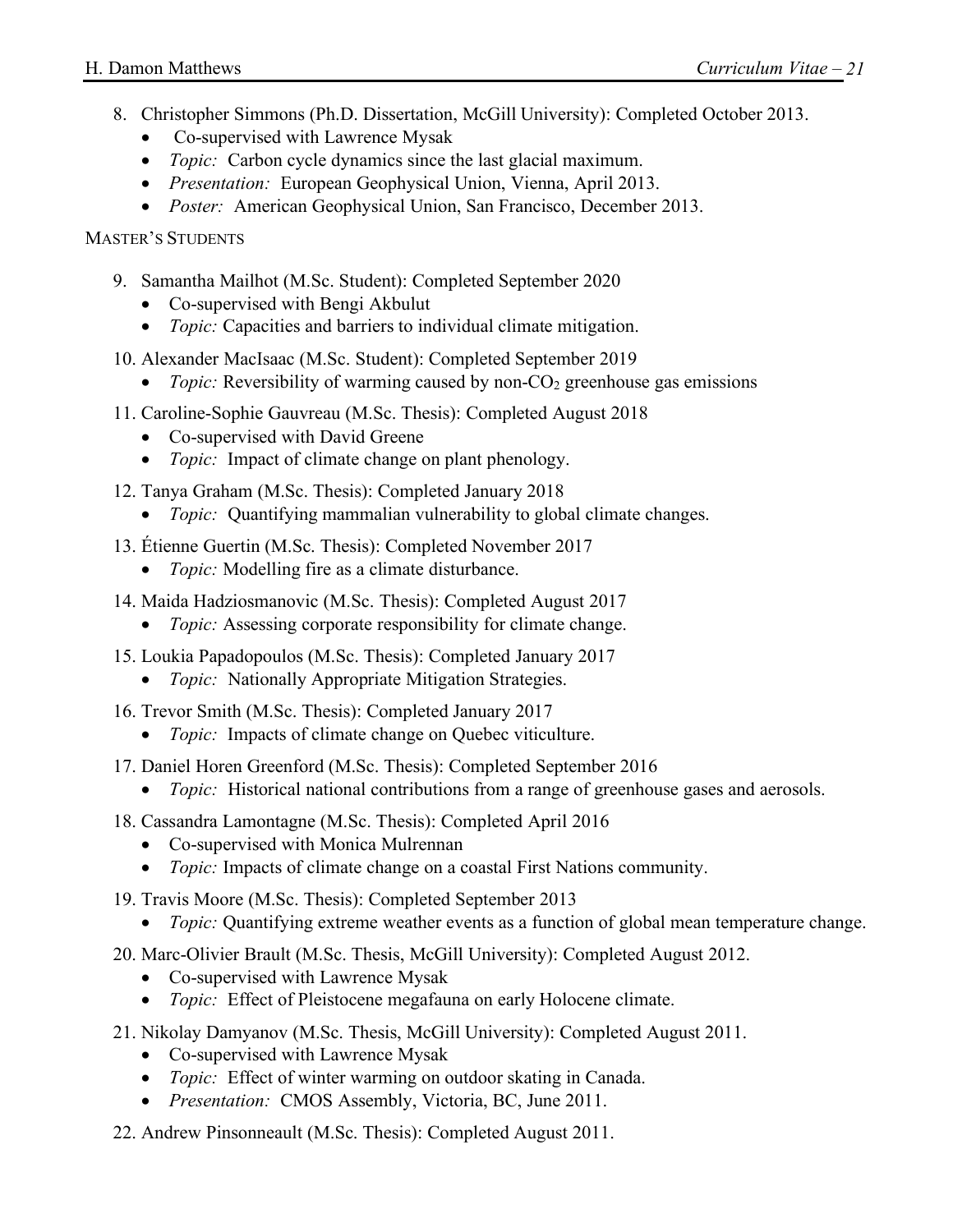8. Christopher Simmons (Ph.D. Dissertation, McGill University): Completed October 2013.
   - Co-supervised with Lawrence Mysak
   - *Topic:* Carbon cycle dynamics since the last glacial maximum.
   - *Presentation:* European Geophysical Union, Vienna, April 2013.
   - *Poster:* American Geophysical Union, San Francisco, December 2013.

MASTER'S STUDENTS

9. Samantha Mailhot (M.Sc. Student): Completed September 2020
   - Co-supervised with Bengi Akbulut
   - *Topic:* Capacities and barriers to individual climate mitigation.
10. Alexander MacIsaac (M.Sc. Student): Completed September 2019
    - *Topic:* Reversibility of warming caused by non-$CO_2$ greenhouse gas emissions
11. Caroline-Sophie Gauvreau (M.Sc. Thesis): Completed August 2018
    - Co-supervised with David Greene
    - *Topic:* Impact of climate change on plant phenology.
12. Tanya Graham (M.Sc. Thesis): Completed January 2018
    - *Topic:* Quantifying mammalian vulnerability to global climate changes.
13. Étienne Guertin (M.Sc. Thesis): Completed November 2017
    - *Topic:* Modelling fire as a climate disturbance.
14. Maida Hadziosmanovic (M.Sc. Thesis): Completed August 2017
    - *Topic:* Assessing corporate responsibility for climate change.
15. Loukia Papadopoulos (M.Sc. Thesis): Completed January 2017
    - *Topic:* Nationally Appropriate Mitigation Strategies.
16. Trevor Smith (M.Sc. Thesis): Completed January 2017
    - *Topic:* Impacts of climate change on Quebec viticulture.
17. Daniel Horen Greenford (M.Sc. Thesis): Completed September 2016
    - *Topic:* Historical national contributions from a range of greenhouse gases and aerosols.
18. Cassandra Lamontagne (M.Sc. Thesis): Completed April 2016
    - Co-supervised with Monica Mulrennan
    - *Topic:* Impacts of climate change on a coastal First Nations community.
19. Travis Moore (M.Sc. Thesis): Completed September 2013
    - *Topic:* Quantifying extreme weather events as a function of global mean temperature change.
20. Marc-Olivier Brault (M.Sc. Thesis, McGill University): Completed August 2012.
    - Co-supervised with Lawrence Mysak
    - *Topic:* Effect of Pleistocene megafauna on early Holocene climate.
21. Nikolay Damyanov (M.Sc. Thesis, McGill University): Completed August 2011.
    - Co-supervised with Lawrence Mysak
    - *Topic:* Effect of winter warming on outdoor skating in Canada.
    - *Presentation:* CMOS Assembly, Victoria, BC, June 2011.
22. Andrew Pinsonneault (M.Sc. Thesis): Completed August 2011.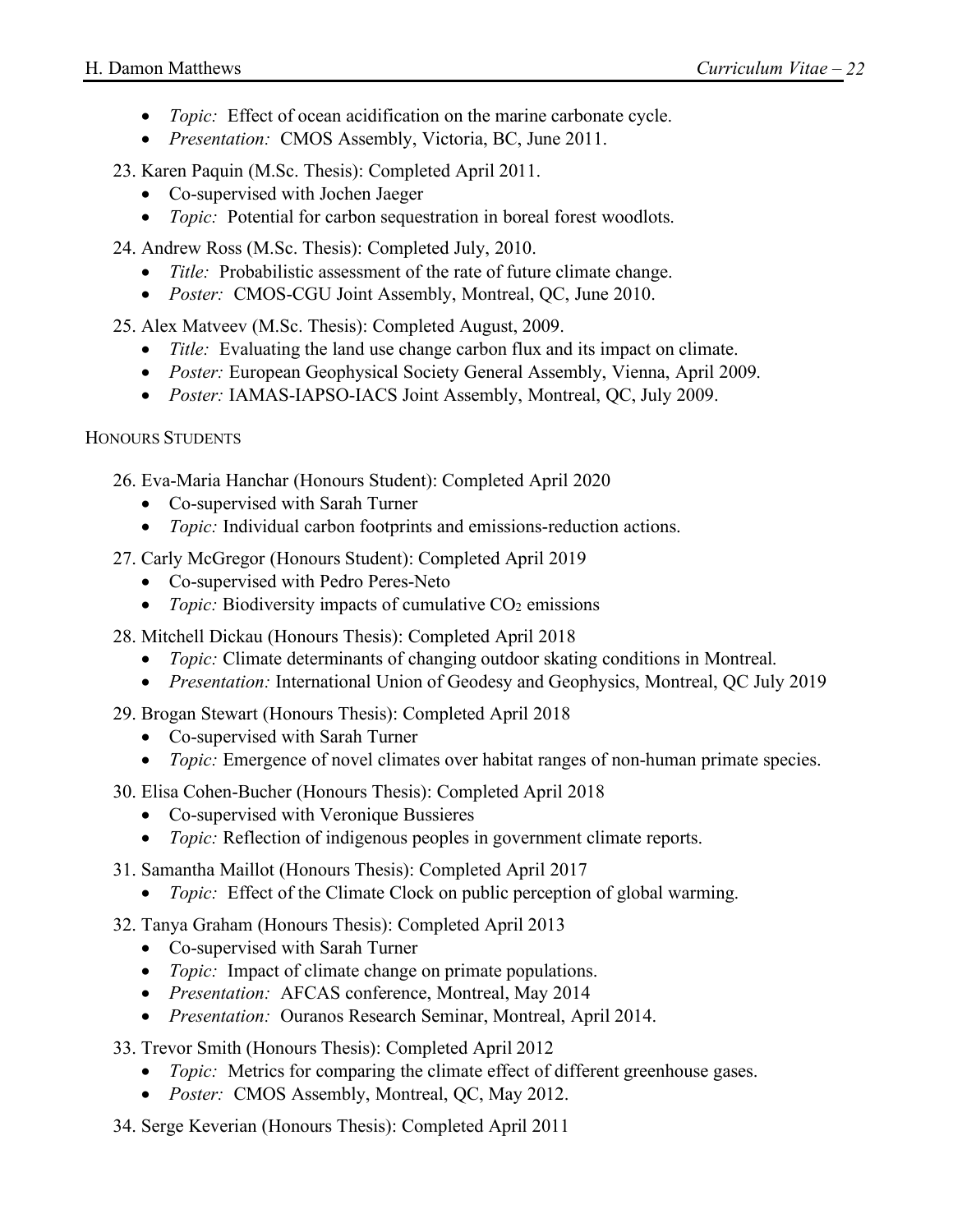- *Topic:* Effect of ocean acidification on the marine carbonate cycle.
- *Presentation:* CMOS Assembly, Victoria, BC, June 2011.

23. Karen Paquin (M.Sc. Thesis): Completed April 2011.
    - Co-supervised with Jochen Jaeger
    - *Topic:* Potential for carbon sequestration in boreal forest woodlots.

24. Andrew Ross (M.Sc. Thesis): Completed July, 2010.
    - *Title:* Probabilistic assessment of the rate of future climate change.
    - *Poster:* CMOS-CGU Joint Assembly, Montreal, QC, June 2010.

25. Alex Matveev (M.Sc. Thesis): Completed August, 2009.
    - *Title:* Evaluating the land use change carbon flux and its impact on climate.
    - *Poster:* European Geophysical Society General Assembly, Vienna, April 2009.
    - *Poster:* IAMAS-IAPSO-IACS Joint Assembly, Montreal, QC, July 2009.

HONOURS STUDENTS

26. Eva-Maria Hanchar (Honours Student): Completed April 2020
    - Co-supervised with Sarah Turner
    - *Topic:* Individual carbon footprints and emissions-reduction actions.

27. Carly McGregor (Honours Student): Completed April 2019
    - Co-supervised with Pedro Peres-Neto
    - *Topic:* Biodiversity impacts of cumulative $CO_2$ emissions

28. Mitchell Dickau (Honours Thesis): Completed April 2018
    - *Topic:* Climate determinants of changing outdoor skating conditions in Montreal.
    - *Presentation:* International Union of Geodesy and Geophysics, Montreal, QC July 2019

29. Brogan Stewart (Honours Thesis): Completed April 2018
    - Co-supervised with Sarah Turner
    - *Topic:* Emergence of novel climates over habitat ranges of non-human primate species.

30. Elisa Cohen-Bucher (Honours Thesis): Completed April 2018
    - Co-supervised with Veronique Bussieres
    - *Topic:* Reflection of indigenous peoples in government climate reports.

31. Samantha Maillot (Honours Thesis): Completed April 2017
    - *Topic:* Effect of the Climate Clock on public perception of global warming.

32. Tanya Graham (Honours Thesis): Completed April 2013
    - Co-supervised with Sarah Turner
    - *Topic:* Impact of climate change on primate populations.
    - *Presentation:* AFCAS conference, Montreal, May 2014
    - *Presentation:* Ouranos Research Seminar, Montreal, April 2014.

33. Trevor Smith (Honours Thesis): Completed April 2012
    - *Topic:* Metrics for comparing the climate effect of different greenhouse gases.
    - *Poster:* CMOS Assembly, Montreal, QC, May 2012.

34. Serge Keverian (Honours Thesis): Completed April 2011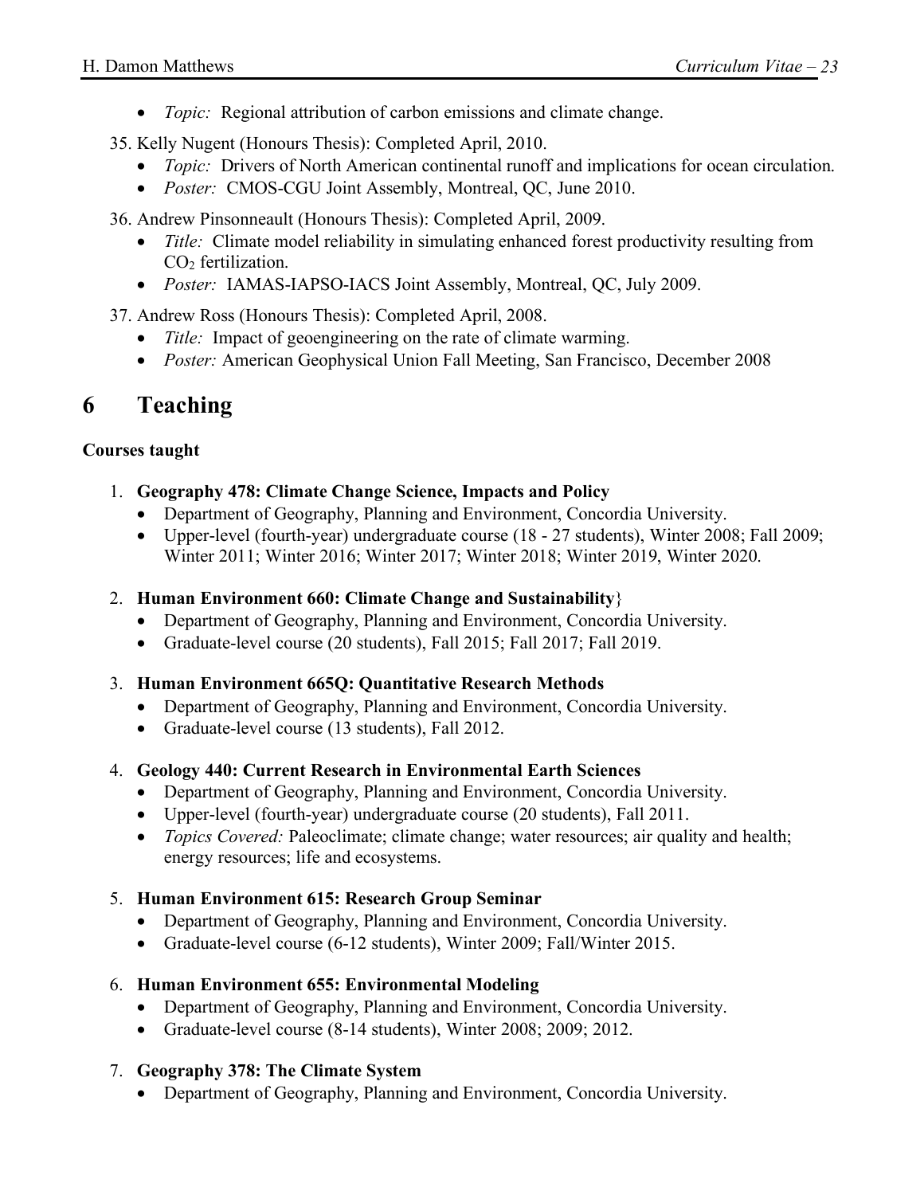- *Topic:* Regional attribution of carbon emissions and climate change.

35. Kelly Nugent (Honours Thesis): Completed April, 2010.
    - *Topic:* Drivers of North American continental runoff and implications for ocean circulation.
    - *Poster:* CMOS-CGU Joint Assembly, Montreal, QC, June 2010.

36. Andrew Pinsonneault (Honours Thesis): Completed April, 2009.
    - *Title:* Climate model reliability in simulating enhanced forest productivity resulting from $CO_2$ fertilization.
    - *Poster:* IAMAS-IAPSO-IACS Joint Assembly, Montreal, QC, July 2009.

37. Andrew Ross (Honours Thesis): Completed April, 2008.
    - *Title:* Impact of geoengineering on the rate of climate warming.
    - *Poster:* American Geophysical Union Fall Meeting, San Francisco, December 2008

# 6 Teaching

**Courses taught**

1. **Geography 478: Climate Change Science, Impacts and Policy**
    - Department of Geography, Planning and Environment, Concordia University.
    - Upper-level (fourth-year) undergraduate course (18 - 27 students), Winter 2008; Fall 2009; Winter 2011; Winter 2016; Winter 2017; Winter 2018; Winter 2019, Winter 2020.

2. **Human Environment 660: Climate Change and Sustainability**}
    - Department of Geography, Planning and Environment, Concordia University.
    - Graduate-level course (20 students), Fall 2015; Fall 2017; Fall 2019.

3. **Human Environment 665Q: Quantitative Research Methods**
    - Department of Geography, Planning and Environment, Concordia University.
    - Graduate-level course (13 students), Fall 2012.

4. **Geology 440: Current Research in Environmental Earth Sciences**
    - Department of Geography, Planning and Environment, Concordia University.
    - Upper-level (fourth-year) undergraduate course (20 students), Fall 2011.
    - *Topics Covered:* Paleoclimate; climate change; water resources; air quality and health; energy resources; life and ecosystems.

5. **Human Environment 615: Research Group Seminar**
    - Department of Geography, Planning and Environment, Concordia University.
    - Graduate-level course (6-12 students), Winter 2009; Fall/Winter 2015.

6. **Human Environment 655: Environmental Modeling**
    - Department of Geography, Planning and Environment, Concordia University.
    - Graduate-level course (8-14 students), Winter 2008; 2009; 2012.

7. **Geography 378: The Climate System**
    - Department of Geography, Planning and Environment, Concordia University.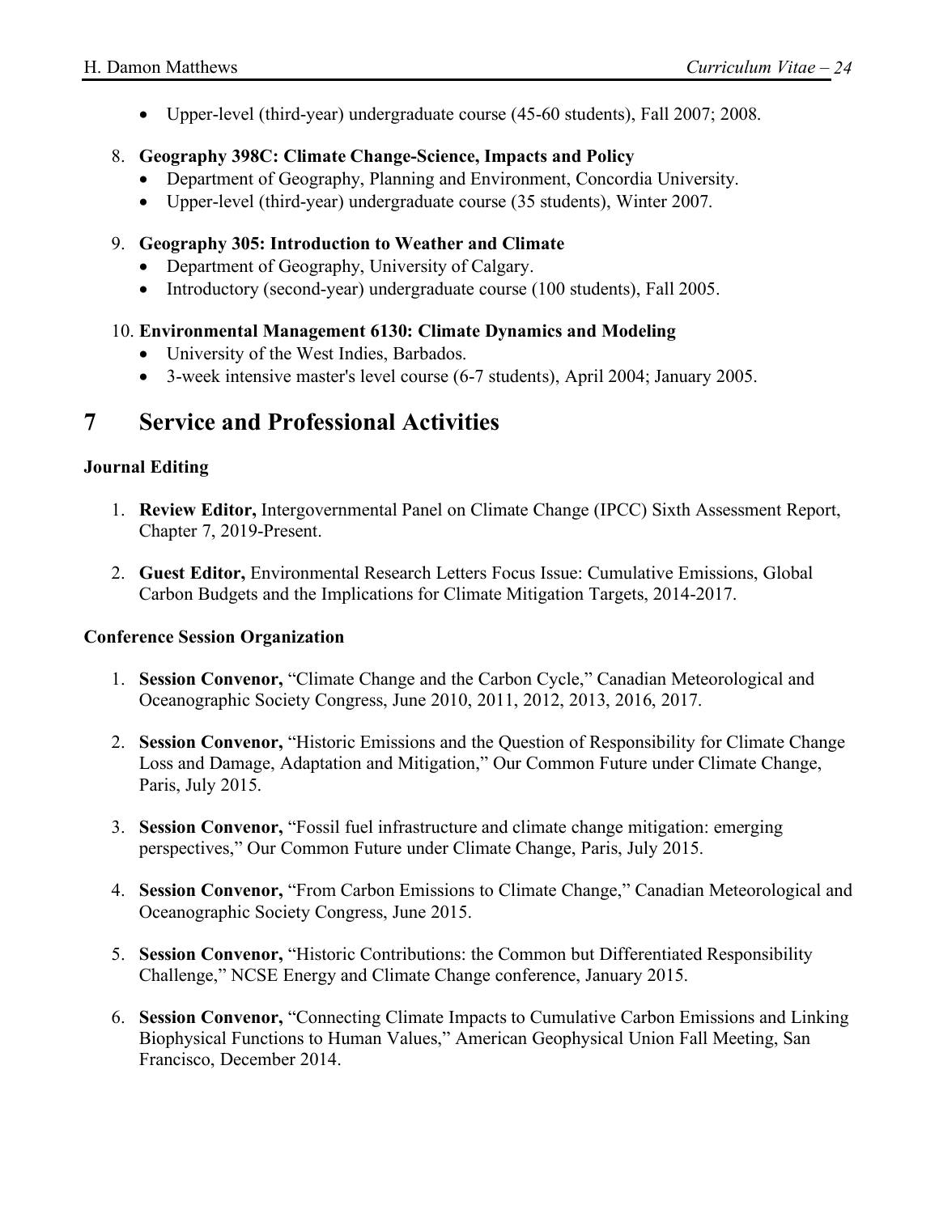- Upper-level (third-year) undergraduate course (45-60 students), Fall 2007; 2008.

8. **Geography 398C: Climate Change-Science, Impacts and Policy**
   - Department of Geography, Planning and Environment, Concordia University.
   - Upper-level (third-year) undergraduate course (35 students), Winter 2007.

9. **Geography 305: Introduction to Weather and Climate**
   - Department of Geography, University of Calgary.
   - Introductory (second-year) undergraduate course (100 students), Fall 2005.

10. **Environmental Management 6130: Climate Dynamics and Modeling**
    - University of the West Indies, Barbados.
    - 3-week intensive master's level course (6-7 students), April 2004; January 2005.

# 7 Service and Professional Activities

**Journal Editing**

1. **Review Editor,** Intergovernmental Panel on Climate Change (IPCC) Sixth Assessment Report, Chapter 7, 2019-Present.

2. **Guest Editor,** Environmental Research Letters Focus Issue: Cumulative Emissions, Global Carbon Budgets and the Implications for Climate Mitigation Targets, 2014-2017.

**Conference Session Organization**

1. **Session Convenor,** "Climate Change and the Carbon Cycle," Canadian Meteorological and Oceanographic Society Congress, June 2010, 2011, 2012, 2013, 2016, 2017.

2. **Session Convenor,** "Historic Emissions and the Question of Responsibility for Climate Change Loss and Damage, Adaptation and Mitigation," Our Common Future under Climate Change, Paris, July 2015.

3. **Session Convenor,** "Fossil fuel infrastructure and climate change mitigation: emerging perspectives," Our Common Future under Climate Change, Paris, July 2015.

4. **Session Convenor,** "From Carbon Emissions to Climate Change," Canadian Meteorological and Oceanographic Society Congress, June 2015.

5. **Session Convenor,** "Historic Contributions: the Common but Differentiated Responsibility Challenge," NCSE Energy and Climate Change conference, January 2015.

6. **Session Convenor,** "Connecting Climate Impacts to Cumulative Carbon Emissions and Linking Biophysical Functions to Human Values," American Geophysical Union Fall Meeting, San Francisco, December 2014.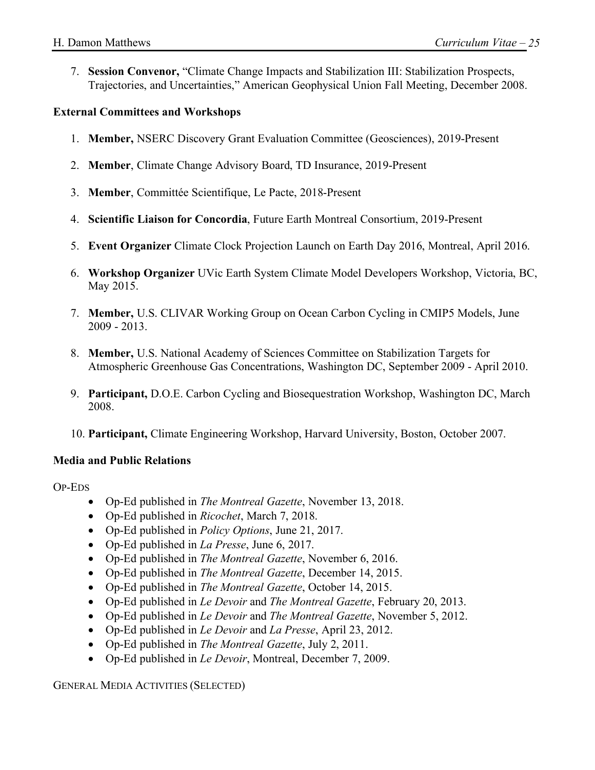7. **Session Convenor,** "Climate Change Impacts and Stabilization III: Stabilization Prospects, Trajectories, and Uncertainties," American Geophysical Union Fall Meeting, December 2008.

### External Committees and Workshops

1. **Member,** NSERC Discovery Grant Evaluation Committee (Geosciences), 2019-Present
2. **Member**, Climate Change Advisory Board, TD Insurance, 2019-Present
3. **Member**, Committée Scientifique, Le Pacte, 2018-Present
4. **Scientific Liaison for Concordia**, Future Earth Montreal Consortium, 2019-Present
5. **Event Organizer** Climate Clock Projection Launch on Earth Day 2016, Montreal, April 2016.
6. **Workshop Organizer** UVic Earth System Climate Model Developers Workshop, Victoria, BC, May 2015.
7. **Member,** U.S. CLIVAR Working Group on Ocean Carbon Cycling in CMIP5 Models, June 2009 - 2013.
8. **Member,** U.S. National Academy of Sciences Committee on Stabilization Targets for Atmospheric Greenhouse Gas Concentrations, Washington DC, September 2009 - April 2010.
9. **Participant,** D.O.E. Carbon Cycling and Biosequestration Workshop, Washington DC, March 2008.
10. **Participant,** Climate Engineering Workshop, Harvard University, Boston, October 2007.

### Media and Public Relations

OP-EDS

- Op-Ed published in *The Montreal Gazette*, November 13, 2018.
- Op-Ed published in *Ricochet*, March 7, 2018.
- Op-Ed published in *Policy Options*, June 21, 2017.
- Op-Ed published in *La Presse*, June 6, 2017.
- Op-Ed published in *The Montreal Gazette*, November 6, 2016.
- Op-Ed published in *The Montreal Gazette*, December 14, 2015.
- Op-Ed published in *The Montreal Gazette*, October 14, 2015.
- Op-Ed published in *Le Devoir* and *The Montreal Gazette*, February 20, 2013.
- Op-Ed published in *Le Devoir* and *The Montreal Gazette*, November 5, 2012.
- Op-Ed published in *Le Devoir* and *La Presse*, April 23, 2012.
- Op-Ed published in *The Montreal Gazette*, July 2, 2011.
- Op-Ed published in *Le Devoir*, Montreal, December 7, 2009.

GENERAL MEDIA ACTIVITIES (SELECTED)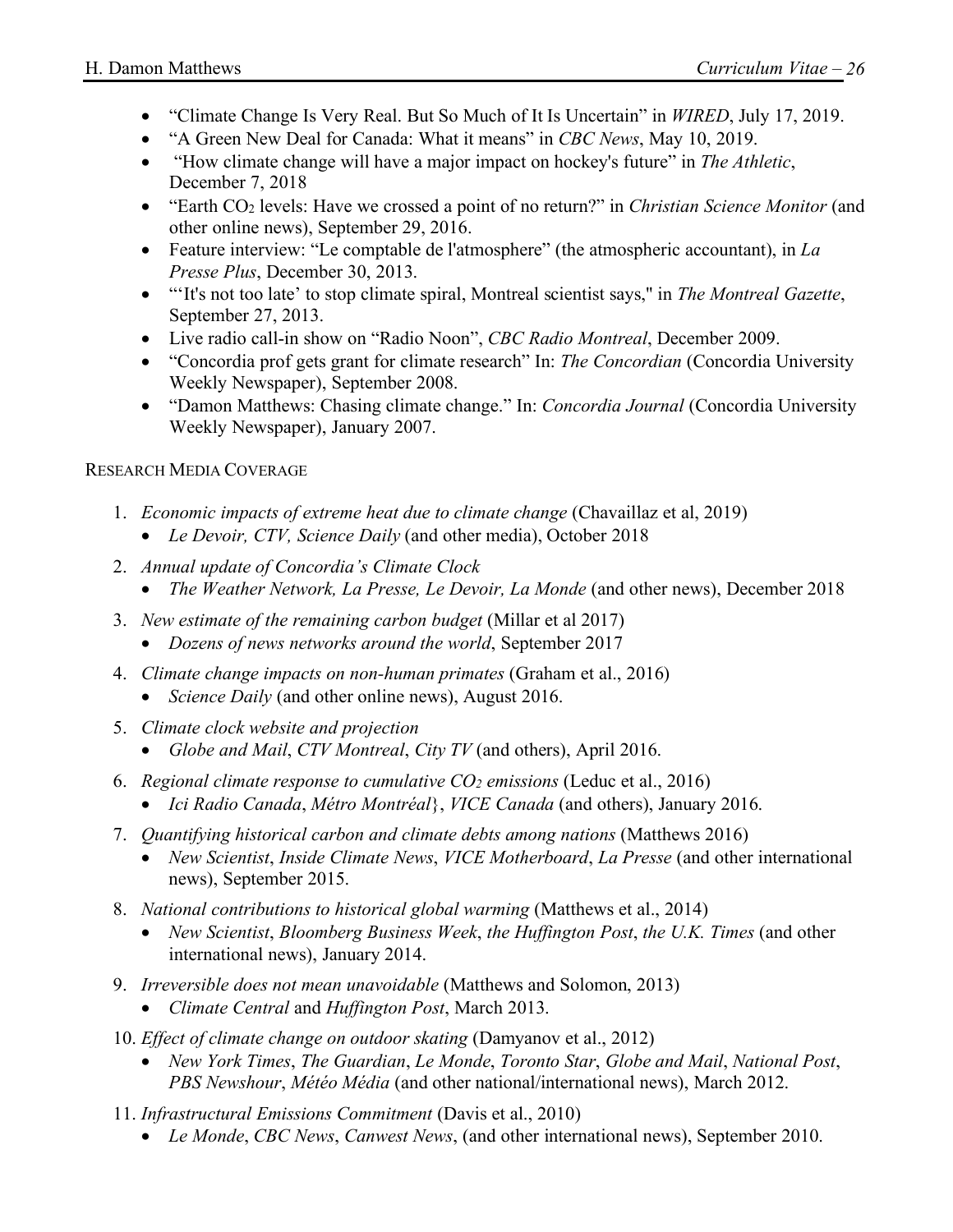- "Climate Change Is Very Real. But So Much of It Is Uncertain" in *WIRED*, July 17, 2019.
- "A Green New Deal for Canada: What it means" in *CBC News*, May 10, 2019.
- "How climate change will have a major impact on hockey's future" in *The Athletic*, December 7, 2018
- "Earth $CO_2$ levels: Have we crossed a point of no return?" in *Christian Science Monitor* (and other online news), September 29, 2016.
- Feature interview: "Le comptable de l'atmosphere" (the atmospheric accountant), in *La Presse Plus*, December 30, 2013.
- "'It's not too late' to stop climate spiral, Montreal scientist says," in *The Montreal Gazette*, September 27, 2013.
- Live radio call-in show on "Radio Noon", *CBC Radio Montreal*, December 2009.
- "Concordia prof gets grant for climate research" In: *The Concordian* (Concordia University Weekly Newspaper), September 2008.
- "Damon Matthews: Chasing climate change." In: *Concordia Journal* (Concordia University Weekly Newspaper), January 2007.

RESEARCH MEDIA COVERAGE

1. *Economic impacts of extreme heat due to climate change* (Chavaillaz et al, 2019)
   - *Le Devoir, CTV, Science Daily* (and other media), October 2018
2. *Annual update of Concordia's Climate Clock*
   - *The Weather Network, La Presse, Le Devoir, La Monde* (and other news), December 2018
3. *New estimate of the remaining carbon budget* (Millar et al 2017)
   - *Dozens of news networks around the world*, September 2017
4. *Climate change impacts on non-human primates* (Graham et al., 2016)
   - *Science Daily* (and other online news), August 2016.
5. *Climate clock website and projection*
   - *Globe and Mail*, *CTV Montreal*, *City TV* (and others), April 2016.
6. *Regional climate response to cumulative $CO_2$ emissions* (Leduc et al., 2016)
   - *Ici Radio Canada*, *Métro Montréal}*, *VICE Canada* (and others), January 2016.
7. *Quantifying historical carbon and climate debts among nations* (Matthews 2016)
   - *New Scientist*, *Inside Climate News*, *VICE Motherboard*, *La Presse* (and other international news), September 2015.
8. *National contributions to historical global warming* (Matthews et al., 2014)
   - *New Scientist*, *Bloomberg Business Week*, *the Huffington Post*, *the U.K. Times* (and other international news), January 2014.
9. *Irreversible does not mean unavoidable* (Matthews and Solomon, 2013)
   - *Climate Central* and *Huffington Post*, March 2013.
10. *Effect of climate change on outdoor skating* (Damyanov et al., 2012)
    - *New York Times*, *The Guardian*, *Le Monde*, *Toronto Star*, *Globe and Mail*, *National Post*, *PBS Newshour*, *Météo Média* (and other national/international news), March 2012.
11. *Infrastructural Emissions Commitment* (Davis et al., 2010)
    - *Le Monde*, *CBC News*, *Canwest News*, (and other international news), September 2010.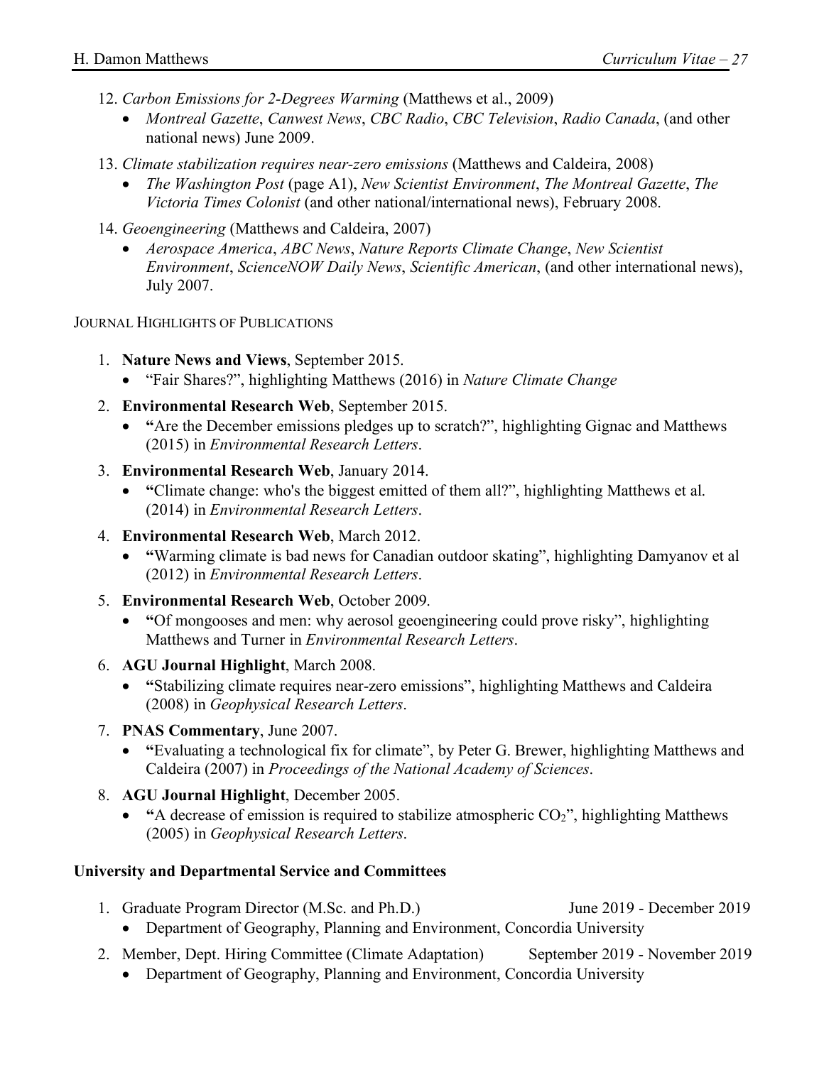12. *Carbon Emissions for 2-Degrees Warming* (Matthews et al., 2009)
    - *Montreal Gazette*, *Canwest News*, *CBC Radio*, *CBC Television*, *Radio Canada*, (and other national news) June 2009.
13. *Climate stabilization requires near-zero emissions* (Matthews and Caldeira, 2008)
    - *The Washington Post* (page A1), *New Scientist Environment*, *The Montreal Gazette*, *The Victoria Times Colonist* (and other national/international news), February 2008.
14. *Geoengineering* (Matthews and Caldeira, 2007)
    - *Aerospace America*, *ABC News*, *Nature Reports Climate Change*, *New Scientist Environment*, *ScienceNOW Daily News*, *Scientific American*, (and other international news), July 2007.

JOURNAL HIGHLIGHTS OF PUBLICATIONS

1. **Nature News and Views**, September 2015.
    - "Fair Shares?", highlighting Matthews (2016) in *Nature Climate Change*
2. **Environmental Research Web**, September 2015.
    - **"**Are the December emissions pledges up to scratch?", highlighting Gignac and Matthews (2015) in *Environmental Research Letters*.
3. **Environmental Research Web**, January 2014.
    - **"**Climate change: who's the biggest emitted of them all?", highlighting Matthews et al. (2014) in *Environmental Research Letters*.
4. **Environmental Research Web**, March 2012.
    - **"**Warming climate is bad news for Canadian outdoor skating", highlighting Damyanov et al (2012) in *Environmental Research Letters*.
5. **Environmental Research Web**, October 2009.
    - **"**Of mongooses and men: why aerosol geoengineering could prove risky", highlighting Matthews and Turner in *Environmental Research Letters*.
6. **AGU Journal Highlight**, March 2008.
    - **"**Stabilizing climate requires near-zero emissions", highlighting Matthews and Caldeira (2008) in *Geophysical Research Letters*.
7. **PNAS Commentary**, June 2007.
    - **"**Evaluating a technological fix for climate", by Peter G. Brewer, highlighting Matthews and Caldeira (2007) in *Proceedings of the National Academy of Sciences*.
8. **AGU Journal Highlight**, December 2005.
    - **"**A decrease of emission is required to stabilize atmospheric $CO_2$", highlighting Matthews (2005) in *Geophysical Research Letters*.

**University and Departmental Service and Committees**

1. Graduate Program Director (M.Sc. and Ph.D.) June 2019 - December 2019
    - Department of Geography, Planning and Environment, Concordia University
2. Member, Dept. Hiring Committee (Climate Adaptation) September 2019 - November 2019
    - Department of Geography, Planning and Environment, Concordia University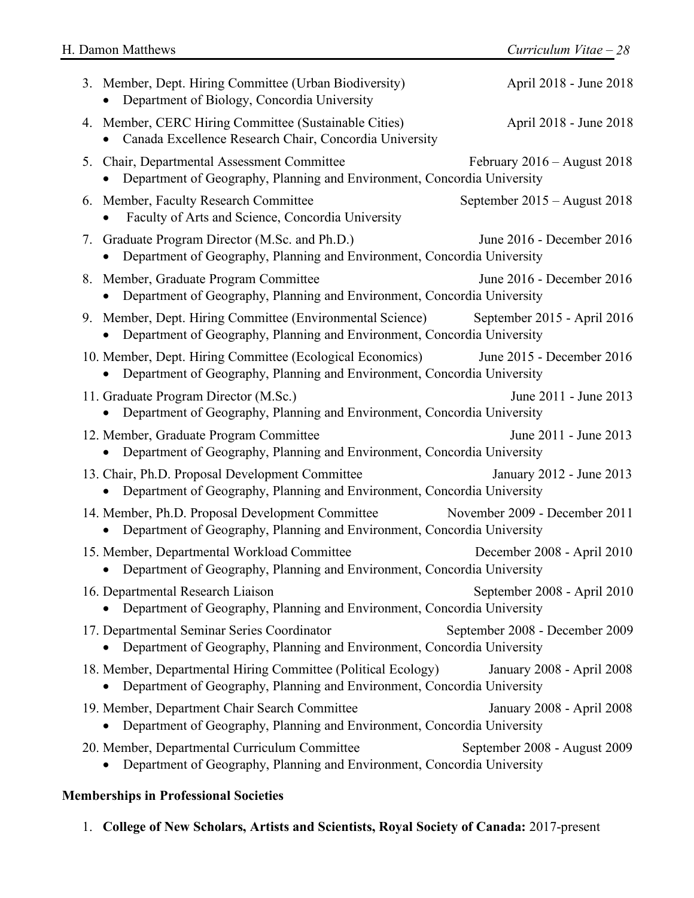3. Member, Dept. Hiring Committee (Urban Biodiversity) April 2018 - June 2018
   - Department of Biology, Concordia University
4. Member, CERC Hiring Committee (Sustainable Cities) April 2018 - June 2018
   - Canada Excellence Research Chair, Concordia University
5. Chair, Departmental Assessment Committee February 2016 – August 2018
   - Department of Geography, Planning and Environment, Concordia University
6. Member, Faculty Research Committee September 2015 – August 2018
   - Faculty of Arts and Science, Concordia University
7. Graduate Program Director (M.Sc. and Ph.D.) June 2016 - December 2016
   - Department of Geography, Planning and Environment, Concordia University
8. Member, Graduate Program Committee June 2016 - December 2016
   - Department of Geography, Planning and Environment, Concordia University
9. Member, Dept. Hiring Committee (Environmental Science) September 2015 - April 2016
   - Department of Geography, Planning and Environment, Concordia University
10. Member, Dept. Hiring Committee (Ecological Economics) June 2015 - December 2016
    - Department of Geography, Planning and Environment, Concordia University
11. Graduate Program Director (M.Sc.) June 2011 - June 2013
    - Department of Geography, Planning and Environment, Concordia University
12. Member, Graduate Program Committee June 2011 - June 2013
    - Department of Geography, Planning and Environment, Concordia University
13. Chair, Ph.D. Proposal Development Committee January 2012 - June 2013
    - Department of Geography, Planning and Environment, Concordia University
14. Member, Ph.D. Proposal Development Committee November 2009 - December 2011
    - Department of Geography, Planning and Environment, Concordia University
15. Member, Departmental Workload Committee December 2008 - April 2010
    - Department of Geography, Planning and Environment, Concordia University
16. Departmental Research Liaison September 2008 - April 2010
    - Department of Geography, Planning and Environment, Concordia University
17. Departmental Seminar Series Coordinator September 2008 - December 2009
    - Department of Geography, Planning and Environment, Concordia University
18. Member, Departmental Hiring Committee (Political Ecology) January 2008 - April 2008
    - Department of Geography, Planning and Environment, Concordia University
19. Member, Department Chair Search Committee January 2008 - April 2008
    - Department of Geography, Planning and Environment, Concordia University
20. Member, Departmental Curriculum Committee September 2008 - August 2009
    - Department of Geography, Planning and Environment, Concordia University

**Memberships in Professional Societies**

1. **College of New Scholars, Artists and Scientists, Royal Society of Canada:** 2017-present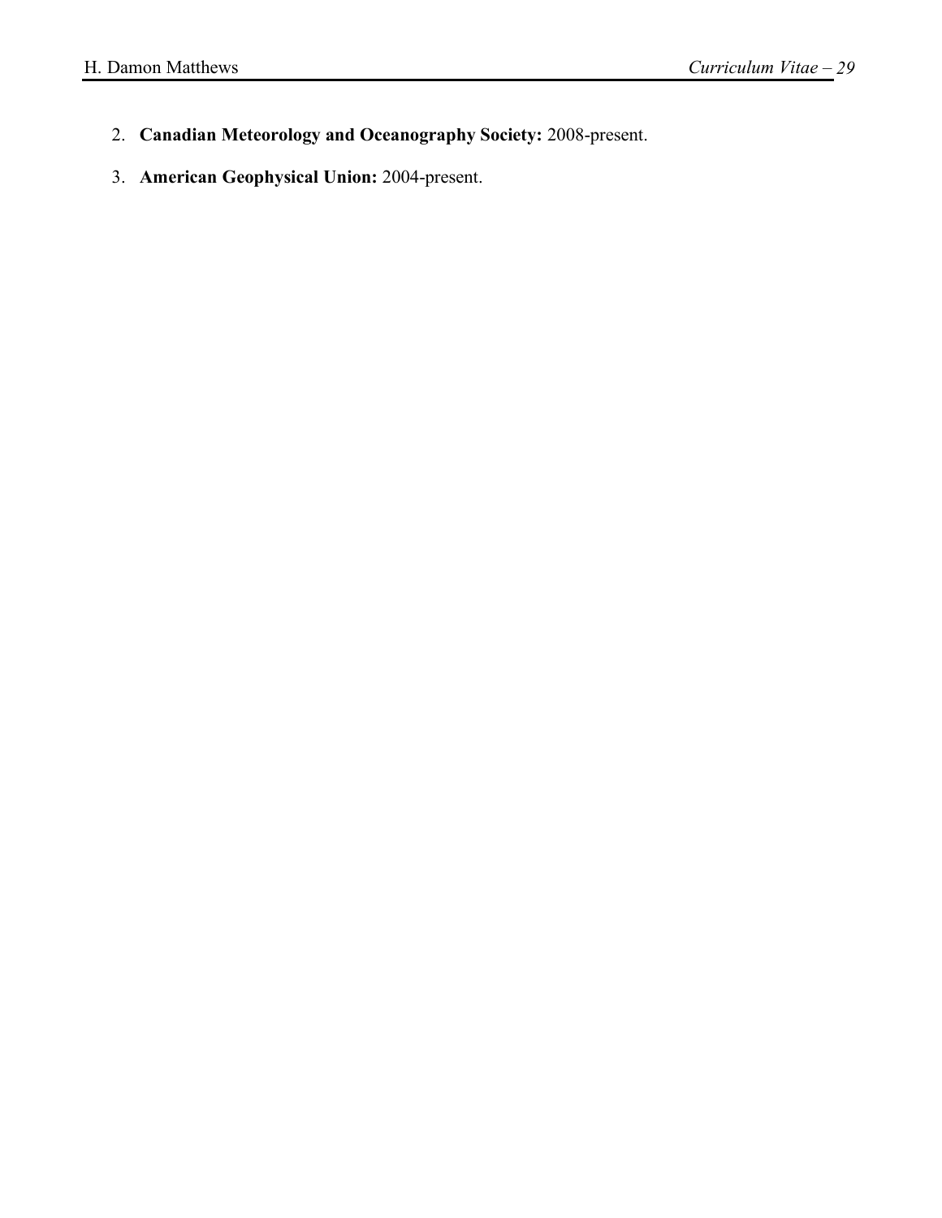2. **Canadian Meteorology and Oceanography Society:** 2008-present.

3. **American Geophysical Union:** 2004-present.